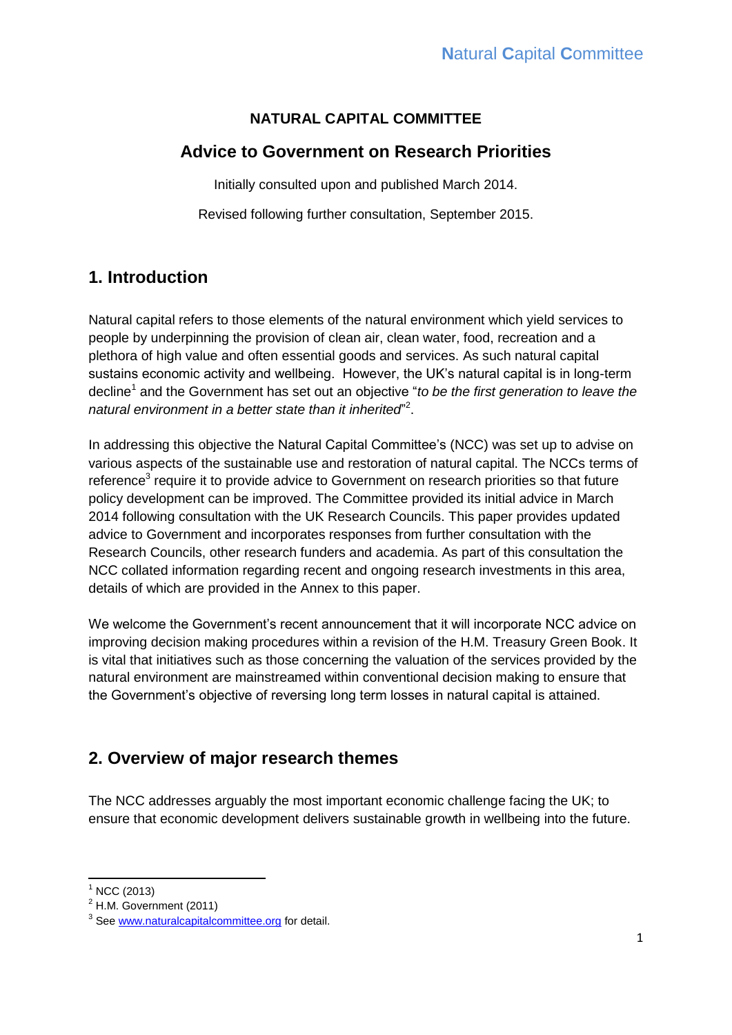# NATURAL CAPITAL COMMITTEE

## Advice to Government on Research Priorities

Initially consulted upon and published March 2014.

Revised following further consultation, September 2015.

## 1. Introduction

Natural capital refers to those elements of the natural environment which yield services to people by underpinning the provision of clean air, clean water, food, recreation and a plethora of high value and often essential goods and services. As such natural capital sustains economic activity and wellbeing. However, the UK's natural capital is in long-term decline[1] and the Government has set out an objective "*to be the first generation to leave the natural environment in a better state than it inherited*"[2].

In addressing this objective the Natural Capital Committee's (NCC) was set up to advise on various aspects of the sustainable use and restoration of natural capital. The NCCs terms of reference[3] require it to provide advice to Government on research priorities so that future policy development can be improved. The Committee provided its initial advice in March 2014 following consultation with the UK Research Councils. This paper provides updated advice to Government and incorporates responses from further consultation with the Research Councils, other research funders and academia. As part of this consultation the NCC collated information regarding recent and ongoing research investments in this area, details of which are provided in the Annex to this paper.

We welcome the Government's recent announcement that it will incorporate NCC advice on improving decision making procedures within a revision of the H.M. Treasury Green Book. It is vital that initiatives such as those concerning the valuation of the services provided by the natural environment are mainstreamed within conventional decision making to ensure that the Government's objective of reversing long term losses in natural capital is attained.

## 2. Overview of major research themes

The NCC addresses arguably the most important economic challenge facing the UK; to ensure that economic development delivers sustainable growth in wellbeing into the future.

[1] NCC (2013)

[2] H.M. Government (2011)

[3] See www.naturalcapitalcommittee.org for detail.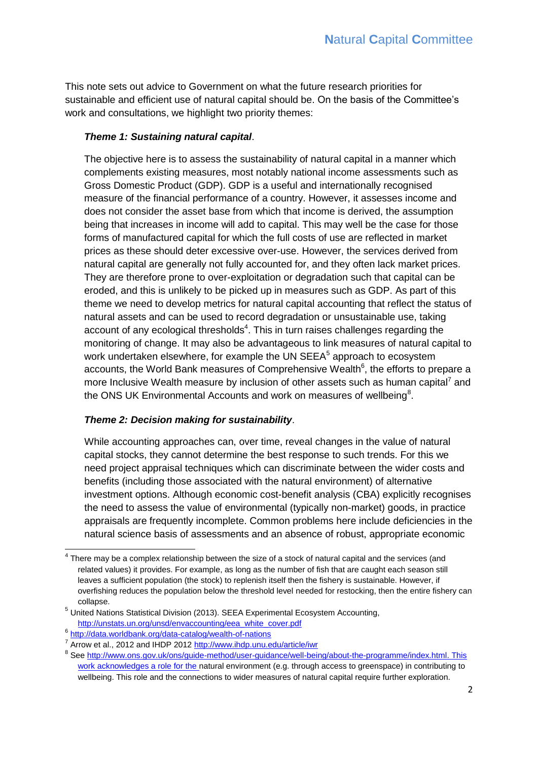This note sets out advice to Government on what the future research priorities for sustainable and efficient use of natural capital should be. On the basis of the Committee's work and consultations, we highlight two priority themes:

***Theme 1: Sustaining natural capital*.**

The objective here is to assess the sustainability of natural capital in a manner which complements existing measures, most notably national income assessments such as Gross Domestic Product (GDP). GDP is a useful and internationally recognised measure of the financial performance of a country. However, it assesses income and does not consider the asset base from which that income is derived, the assumption being that increases in income will add to capital. This may well be the case for those forms of manufactured capital for which the full costs of use are reflected in market prices as these should deter excessive over-use. However, the services derived from natural capital are generally not fully accounted for, and they often lack market prices. They are therefore prone to over-exploitation or degradation such that capital can be eroded, and this is unlikely to be picked up in measures such as GDP. As part of this theme we need to develop metrics for natural capital accounting that reflect the status of natural assets and can be used to record degradation or unsustainable use, taking account of any ecological thresholds[4]. This in turn raises challenges regarding the monitoring of change. It may also be advantageous to link measures of natural capital to work undertaken elsewhere, for example the UN SEEA[5] approach to ecosystem accounts, the World Bank measures of Comprehensive Wealth[6], the efforts to prepare a more Inclusive Wealth measure by inclusion of other assets such as human capital[7] and the ONS UK Environmental Accounts and work on measures of wellbeing[8].

***Theme 2: Decision making for sustainability*.**

While accounting approaches can, over time, reveal changes in the value of natural capital stocks, they cannot determine the best response to such trends. For this we need project appraisal techniques which can discriminate between the wider costs and benefits (including those associated with the natural environment) of alternative investment options. Although economic cost-benefit analysis (CBA) explicitly recognises the need to assess the value of environmental (typically non-market) goods, in practice appraisals are frequently incomplete. Common problems here include deficiencies in the natural science basis of assessments and an absence of robust, appropriate economic

---

[4] There may be a complex relationship between the size of a stock of natural capital and the services (and related values) it provides. For example, as long as the number of fish that are caught each season still leaves a sufficient population (the stock) to replenish itself then the fishery is sustainable. However, if overfishing reduces the population below the threshold level needed for restocking, then the entire fishery can collapse.

[5] United Nations Statistical Division (2013). SEEA Experimental Ecosystem Accounting, http://unstats.un.org/unsd/envaccounting/eea_white_cover.pdf

[6] http://data.worldbank.org/data-catalog/wealth-of-nations

[7] Arrow et al., 2012 and IHDP 2012 http://www.ihdp.unu.edu/article/iwr

[8] See http://www.ons.gov.uk/ons/guide-method/user-guidance/well-being/about-the-programme/index.html. This work acknowledges a role for the natural environment (e.g. through access to greenspace) in contributing to wellbeing. This role and the connections to wider measures of natural capital require further exploration.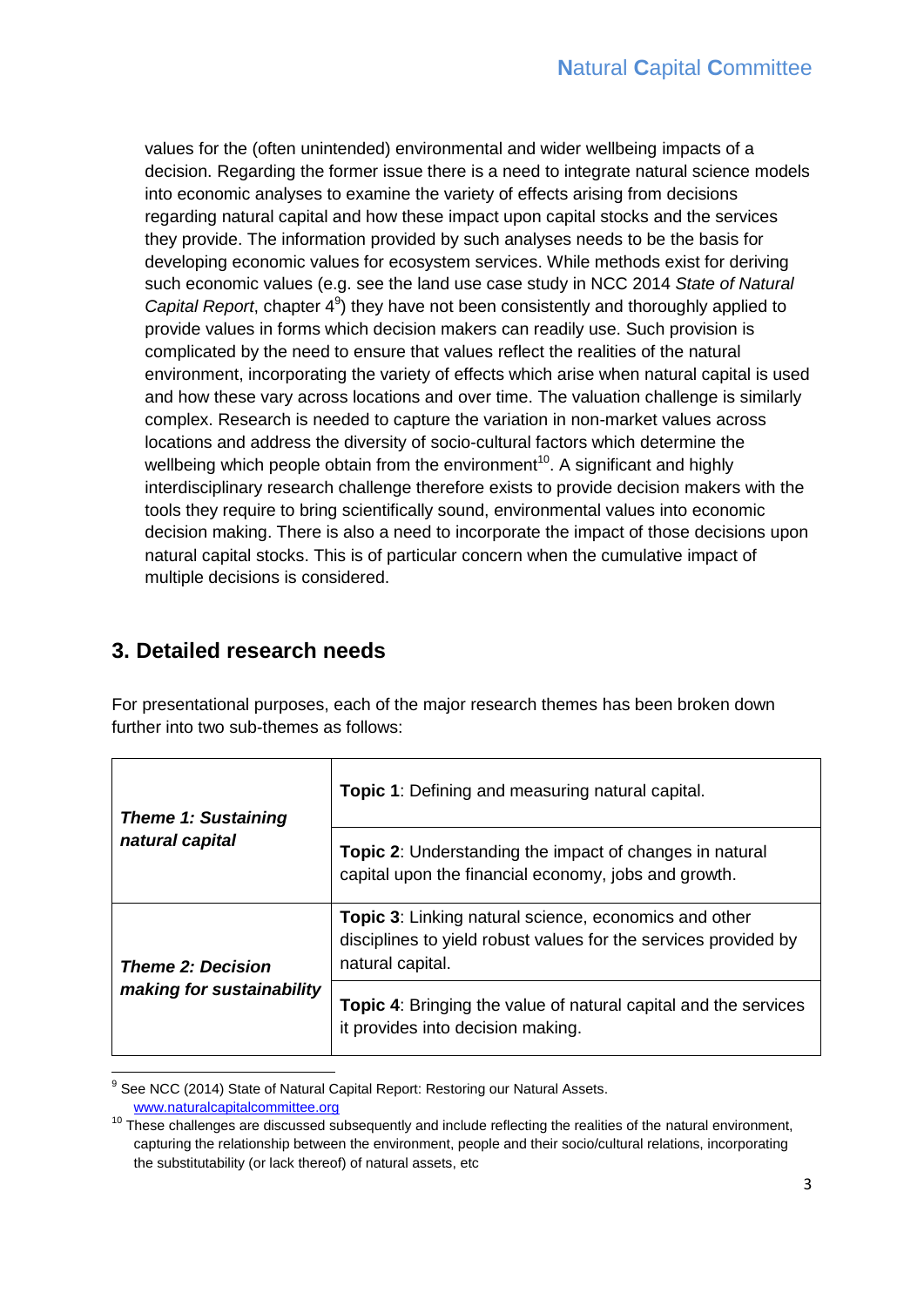values for the (often unintended) environmental and wider wellbeing impacts of a decision. Regarding the former issue there is a need to integrate natural science models into economic analyses to examine the variety of effects arising from decisions regarding natural capital and how these impact upon capital stocks and the services they provide. The information provided by such analyses needs to be the basis for developing economic values for ecosystem services. While methods exist for deriving such economic values (e.g. see the land use case study in NCC 2014 *State of Natural Capital Report*, chapter 4[9]) they have not been consistently and thoroughly applied to provide values in forms which decision makers can readily use. Such provision is complicated by the need to ensure that values reflect the realities of the natural environment, incorporating the variety of effects which arise when natural capital is used and how these vary across locations and over time. The valuation challenge is similarly complex. Research is needed to capture the variation in non-market values across locations and address the diversity of socio-cultural factors which determine the wellbeing which people obtain from the environment[10]. A significant and highly interdisciplinary research challenge therefore exists to provide decision makers with the tools they require to bring scientifically sound, environmental values into economic decision making. There is also a need to incorporate the impact of those decisions upon natural capital stocks. This is of particular concern when the cumulative impact of multiple decisions is considered.

## 3. Detailed research needs

For presentational purposes, each of the major research themes has been broken down further into two sub-themes as follows:

| | |
|---|---|
| ***Theme 1: Sustaining natural capital*** | **Topic 1**: Defining and measuring natural capital. |
| | **Topic 2**: Understanding the impact of changes in natural capital upon the financial economy, jobs and growth. |
| ***Theme 2: Decision making for sustainability*** | **Topic 3**: Linking natural science, economics and other disciplines to yield robust values for the services provided by natural capital. |
| | **Topic 4**: Bringing the value of natural capital and the services it provides into decision making. |

[9] See NCC (2014) State of Natural Capital Report: Restoring our Natural Assets. www.naturalcapitalcommittee.org

[10] These challenges are discussed subsequently and include reflecting the realities of the natural environment, capturing the relationship between the environment, people and their socio/cultural relations, incorporating the substitutability (or lack thereof) of natural assets, etc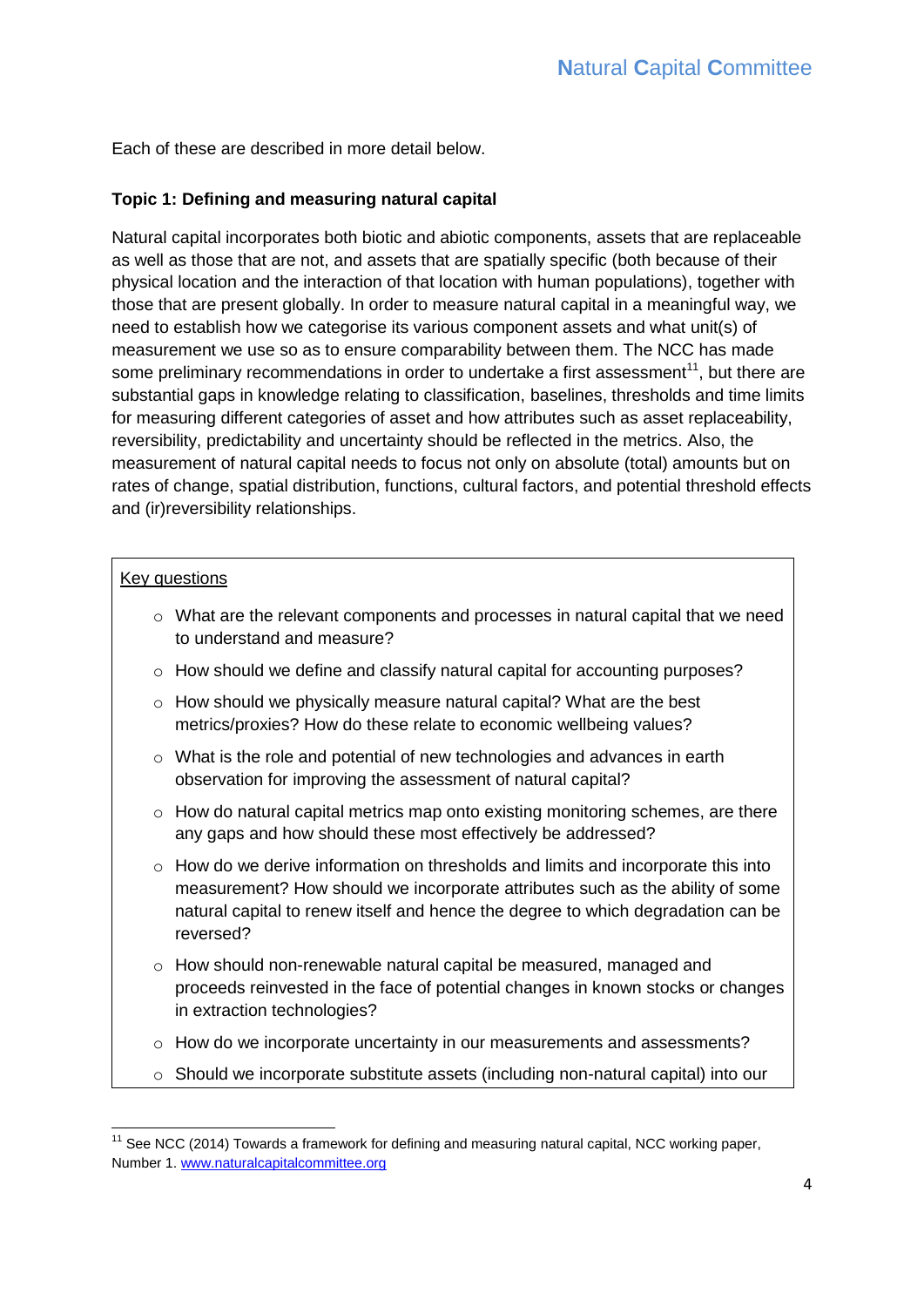Each of these are described in more detail below.

**Topic 1: Defining and measuring natural capital**

Natural capital incorporates both biotic and abiotic components, assets that are replaceable as well as those that are not, and assets that are spatially specific (both because of their physical location and the interaction of that location with human populations), together with those that are present globally. In order to measure natural capital in a meaningful way, we need to establish how we categorise its various component assets and what unit(s) of measurement we use so as to ensure comparability between them. The NCC has made some preliminary recommendations in order to undertake a first assessment[11], but there are substantial gaps in knowledge relating to classification, baselines, thresholds and time limits for measuring different categories of asset and how attributes such as asset replaceability, reversibility, predictability and uncertainty should be reflected in the metrics. Also, the measurement of natural capital needs to focus not only on absolute (total) amounts but on rates of change, spatial distribution, functions, cultural factors, and potential threshold effects and (ir)reversibility relationships.

Key questions

- What are the relevant components and processes in natural capital that we need to understand and measure?
- How should we define and classify natural capital for accounting purposes?
- How should we physically measure natural capital? What are the best metrics/proxies? How do these relate to economic wellbeing values?
- What is the role and potential of new technologies and advances in earth observation for improving the assessment of natural capital?
- How do natural capital metrics map onto existing monitoring schemes, are there any gaps and how should these most effectively be addressed?
- How do we derive information on thresholds and limits and incorporate this into measurement? How should we incorporate attributes such as the ability of some natural capital to renew itself and hence the degree to which degradation can be reversed?
- How should non-renewable natural capital be measured, managed and proceeds reinvested in the face of potential changes in known stocks or changes in extraction technologies?
- How do we incorporate uncertainty in our measurements and assessments?
- Should we incorporate substitute assets (including non-natural capital) into our

[11] See NCC (2014) Towards a framework for defining and measuring natural capital, NCC working paper, Number 1. www.naturalcapitalcommittee.org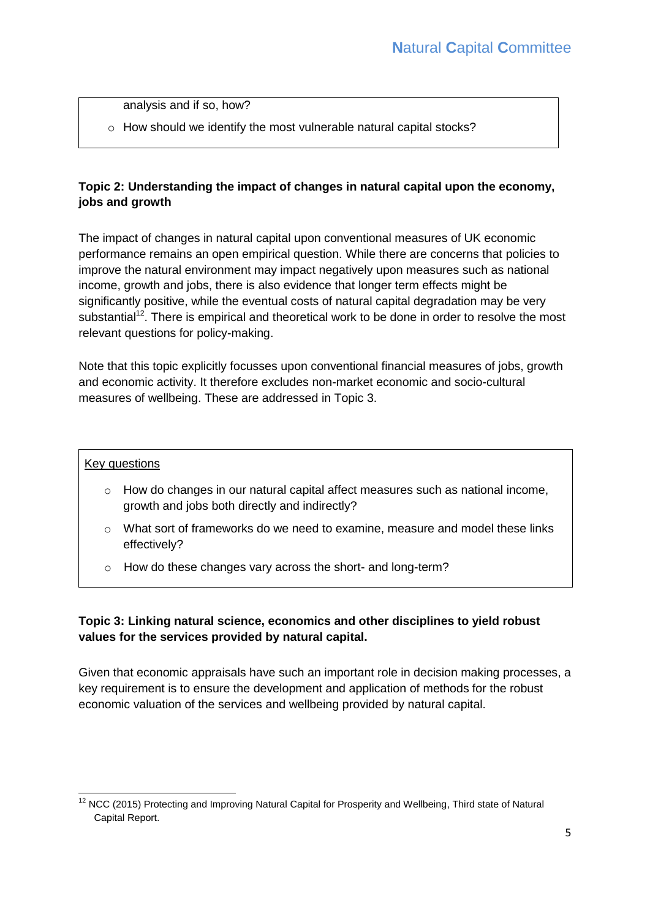analysis and if so, how?

- How should we identify the most vulnerable natural capital stocks?

**Topic 2: Understanding the impact of changes in natural capital upon the economy, jobs and growth**

The impact of changes in natural capital upon conventional measures of UK economic performance remains an open empirical question. While there are concerns that policies to improve the natural environment may impact negatively upon measures such as national income, growth and jobs, there is also evidence that longer term effects might be significantly positive, while the eventual costs of natural capital degradation may be very substantial[12]. There is empirical and theoretical work to be done in order to resolve the most relevant questions for policy-making.

Note that this topic explicitly focusses upon conventional financial measures of jobs, growth and economic activity. It therefore excludes non-market economic and socio-cultural measures of wellbeing. These are addressed in Topic 3.

Key questions

- How do changes in our natural capital affect measures such as national income, growth and jobs both directly and indirectly?
- What sort of frameworks do we need to examine, measure and model these links effectively?
- How do these changes vary across the short- and long-term?

**Topic 3: Linking natural science, economics and other disciplines to yield robust values for the services provided by natural capital.**

Given that economic appraisals have such an important role in decision making processes, a key requirement is to ensure the development and application of methods for the robust economic valuation of the services and wellbeing provided by natural capital.

[12] NCC (2015) Protecting and Improving Natural Capital for Prosperity and Wellbeing, Third state of Natural Capital Report.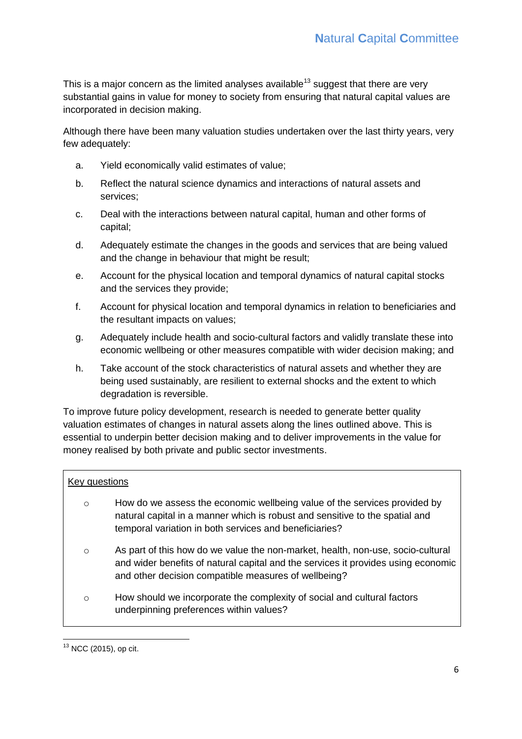This is a major concern as the limited analyses available[13] suggest that there are very substantial gains in value for money to society from ensuring that natural capital values are incorporated in decision making.

Although there have been many valuation studies undertaken over the last thirty years, very few adequately:

a. Yield economically valid estimates of value;

b. Reflect the natural science dynamics and interactions of natural assets and services;

c. Deal with the interactions between natural capital, human and other forms of capital;

d. Adequately estimate the changes in the goods and services that are being valued and the change in behaviour that might be result;

e. Account for the physical location and temporal dynamics of natural capital stocks and the services they provide;

f. Account for physical location and temporal dynamics in relation to beneficiaries and the resultant impacts on values;

g. Adequately include health and socio-cultural factors and validly translate these into economic wellbeing or other measures compatible with wider decision making; and

h. Take account of the stock characteristics of natural assets and whether they are being used sustainably, are resilient to external shocks and the extent to which degradation is reversible.

To improve future policy development, research is needed to generate better quality valuation estimates of changes in natural assets along the lines outlined above. This is essential to underpin better decision making and to deliver improvements in the value for money realised by both private and public sector investments.

<u>Key questions</u>

- How do we assess the economic wellbeing value of the services provided by natural capital in a manner which is robust and sensitive to the spatial and temporal variation in both services and beneficiaries?
- As part of this how do we value the non-market, health, non-use, socio-cultural and wider benefits of natural capital and the services it provides using economic and other decision compatible measures of wellbeing?
- How should we incorporate the complexity of social and cultural factors underpinning preferences within values?

[13] NCC (2015), op cit.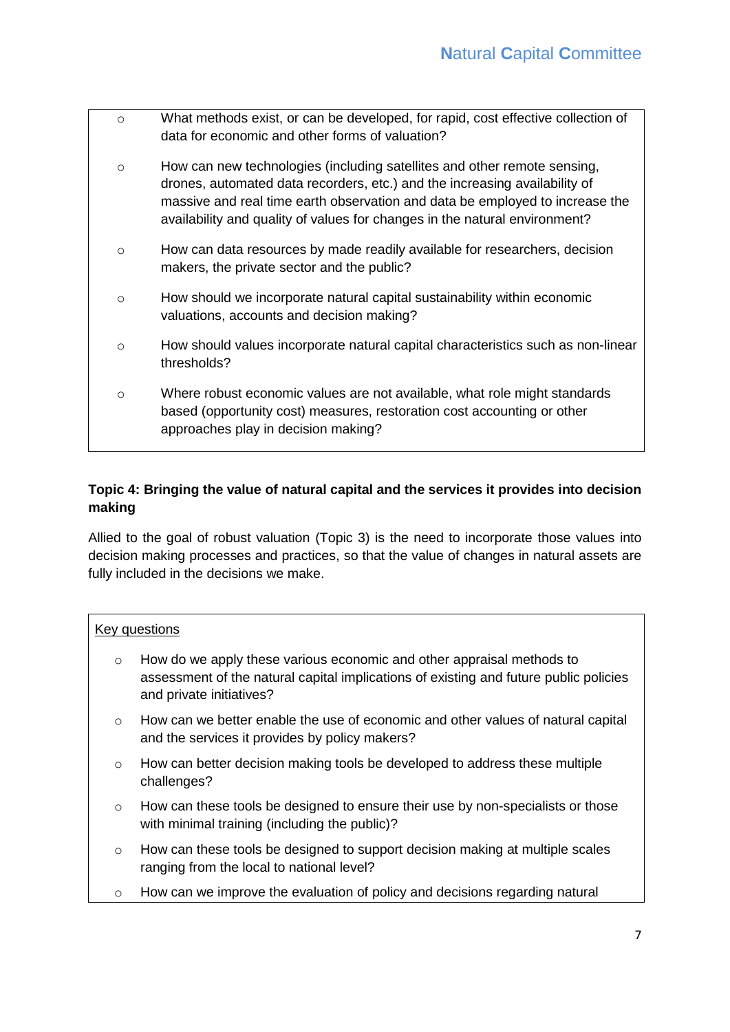- What methods exist, or can be developed, for rapid, cost effective collection of data for economic and other forms of valuation?
- How can new technologies (including satellites and other remote sensing, drones, automated data recorders, etc.) and the increasing availability of massive and real time earth observation and data be employed to increase the availability and quality of values for changes in the natural environment?
- How can data resources by made readily available for researchers, decision makers, the private sector and the public?
- How should we incorporate natural capital sustainability within economic valuations, accounts and decision making?
- How should values incorporate natural capital characteristics such as non-linear thresholds?
- Where robust economic values are not available, what role might standards based (opportunity cost) measures, restoration cost accounting or other approaches play in decision making?

**Topic 4: Bringing the value of natural capital and the services it provides into decision making**

Allied to the goal of robust valuation (Topic 3) is the need to incorporate those values into decision making processes and practices, so that the value of changes in natural assets are fully included in the decisions we make.

Key questions

- How do we apply these various economic and other appraisal methods to assessment of the natural capital implications of existing and future public policies and private initiatives?
- How can we better enable the use of economic and other values of natural capital and the services it provides by policy makers?
- How can better decision making tools be developed to address these multiple challenges?
- How can these tools be designed to ensure their use by non-specialists or those with minimal training (including the public)?
- How can these tools be designed to support decision making at multiple scales ranging from the local to national level?
- How can we improve the evaluation of policy and decisions regarding natural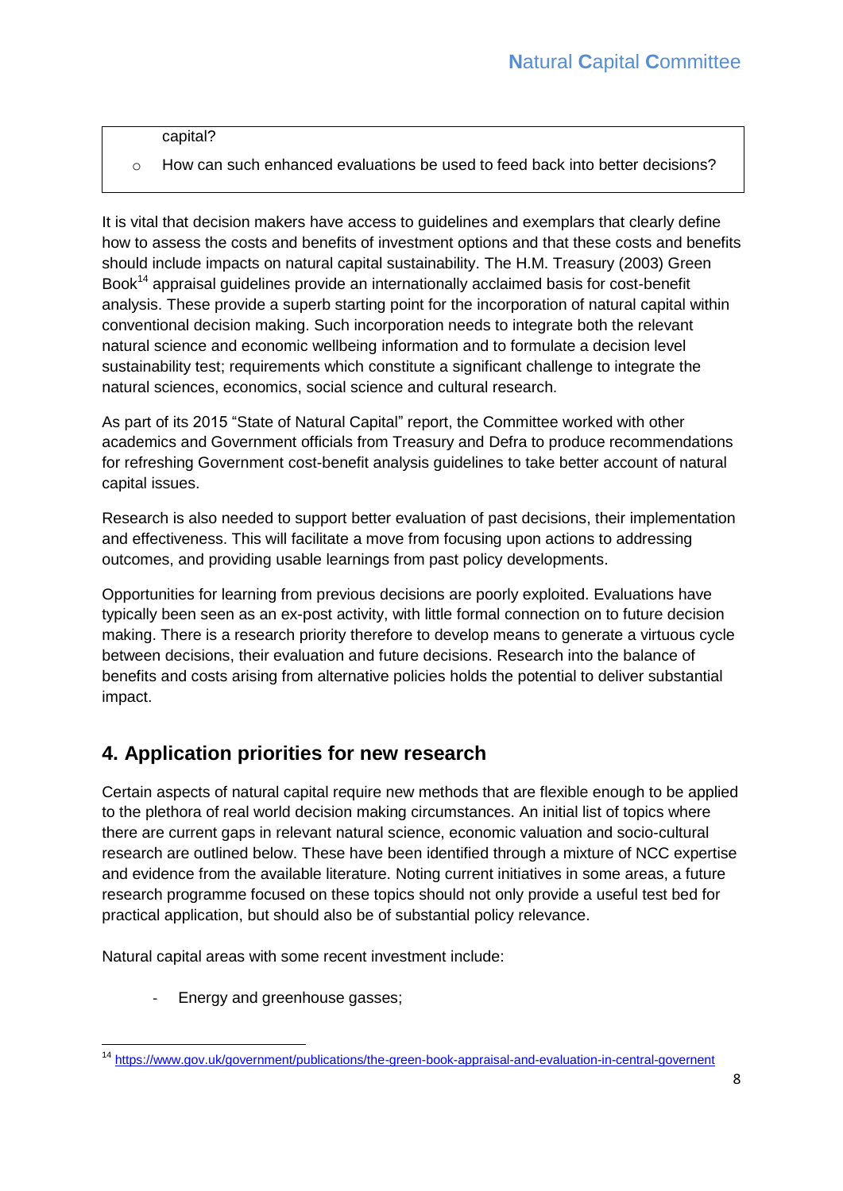capital?

- How can such enhanced evaluations be used to feed back into better decisions?

It is vital that decision makers have access to guidelines and exemplars that clearly define how to assess the costs and benefits of investment options and that these costs and benefits should include impacts on natural capital sustainability. The H.M. Treasury (2003) Green Book[14] appraisal guidelines provide an internationally acclaimed basis for cost-benefit analysis. These provide a superb starting point for the incorporation of natural capital within conventional decision making. Such incorporation needs to integrate both the relevant natural science and economic wellbeing information and to formulate a decision level sustainability test; requirements which constitute a significant challenge to integrate the natural sciences, economics, social science and cultural research.

As part of its 2015 "State of Natural Capital" report, the Committee worked with other academics and Government officials from Treasury and Defra to produce recommendations for refreshing Government cost-benefit analysis guidelines to take better account of natural capital issues.

Research is also needed to support better evaluation of past decisions, their implementation and effectiveness. This will facilitate a move from focusing upon actions to addressing outcomes, and providing usable learnings from past policy developments.

Opportunities for learning from previous decisions are poorly exploited. Evaluations have typically been seen as an ex-post activity, with little formal connection on to future decision making. There is a research priority therefore to develop means to generate a virtuous cycle between decisions, their evaluation and future decisions. Research into the balance of benefits and costs arising from alternative policies holds the potential to deliver substantial impact.

## 4. Application priorities for new research

Certain aspects of natural capital require new methods that are flexible enough to be applied to the plethora of real world decision making circumstances. An initial list of topics where there are current gaps in relevant natural science, economic valuation and socio-cultural research are outlined below. These have been identified through a mixture of NCC expertise and evidence from the available literature. Noting current initiatives in some areas, a future research programme focused on these topics should not only provide a useful test bed for practical application, but should also be of substantial policy relevance.

Natural capital areas with some recent investment include:

- Energy and greenhouse gasses;

[14] https://www.gov.uk/government/publications/the-green-book-appraisal-and-evaluation-in-central-governent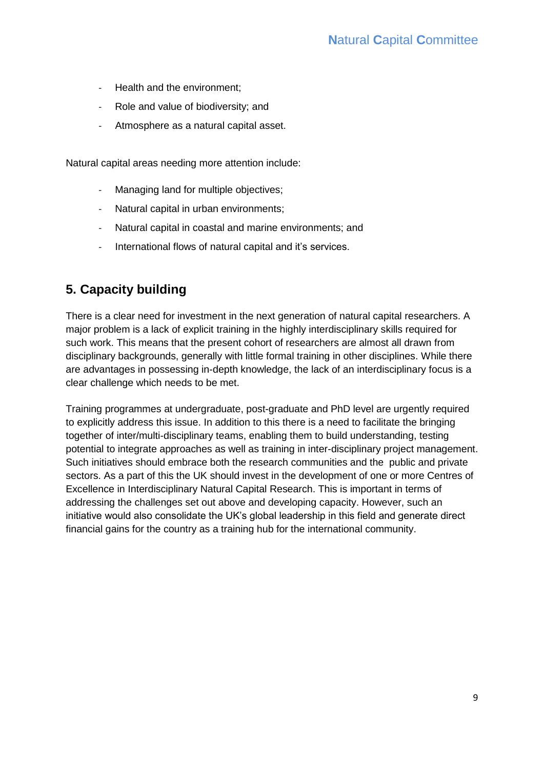- Health and the environment;
- Role and value of biodiversity; and
- Atmosphere as a natural capital asset.

Natural capital areas needing more attention include:

- Managing land for multiple objectives;
- Natural capital in urban environments;
- Natural capital in coastal and marine environments; and
- International flows of natural capital and it's services.

## 5. Capacity building

There is a clear need for investment in the next generation of natural capital researchers. A major problem is a lack of explicit training in the highly interdisciplinary skills required for such work. This means that the present cohort of researchers are almost all drawn from disciplinary backgrounds, generally with little formal training in other disciplines. While there are advantages in possessing in-depth knowledge, the lack of an interdisciplinary focus is a clear challenge which needs to be met.

Training programmes at undergraduate, post-graduate and PhD level are urgently required to explicitly address this issue. In addition to this there is a need to facilitate the bringing together of inter/multi-disciplinary teams, enabling them to build understanding, testing potential to integrate approaches as well as training in inter-disciplinary project management. Such initiatives should embrace both the research communities and the public and private sectors. As a part of this the UK should invest in the development of one or more Centres of Excellence in Interdisciplinary Natural Capital Research. This is important in terms of addressing the challenges set out above and developing capacity. However, such an initiative would also consolidate the UK's global leadership in this field and generate direct financial gains for the country as a training hub for the international community.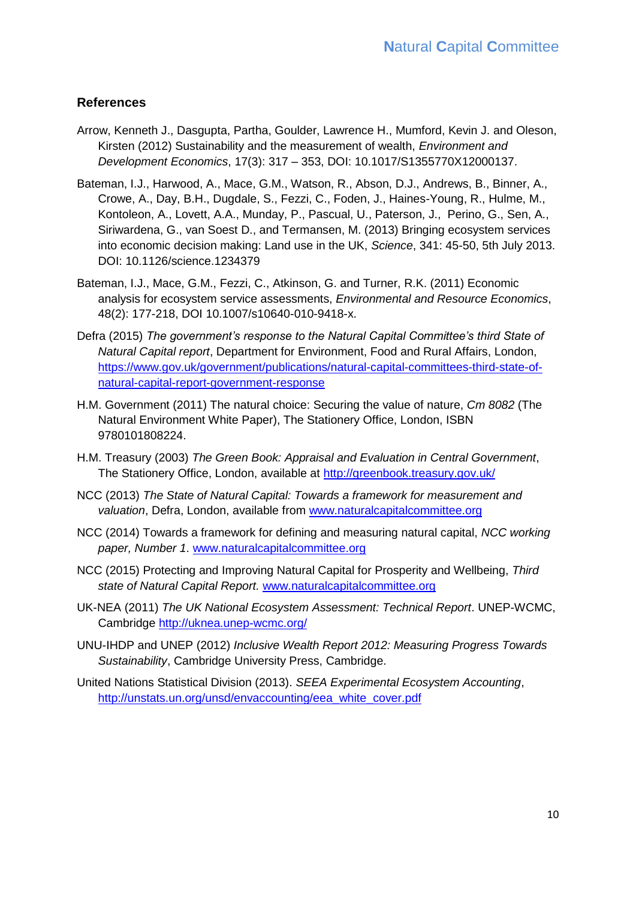## References

Arrow, Kenneth J., Dasgupta, Partha, Goulder, Lawrence H., Mumford, Kevin J. and Oleson, Kirsten (2012) Sustainability and the measurement of wealth, *Environment and Development Economics*, 17(3): 317 – 353, DOI: 10.1017/S1355770X12000137.

Bateman, I.J., Harwood, A., Mace, G.M., Watson, R., Abson, D.J., Andrews, B., Binner, A., Crowe, A., Day, B.H., Dugdale, S., Fezzi, C., Foden, J., Haines-Young, R., Hulme, M., Kontoleon, A., Lovett, A.A., Munday, P., Pascual, U., Paterson, J., Perino, G., Sen, A., Siriwardena, G., van Soest D., and Termansen, M. (2013) Bringing ecosystem services into economic decision making: Land use in the UK, *Science*, 341: 45-50, 5th July 2013. DOI: 10.1126/science.1234379

Bateman, I.J., Mace, G.M., Fezzi, C., Atkinson, G. and Turner, R.K. (2011) Economic analysis for ecosystem service assessments, *Environmental and Resource Economics*, 48(2): 177-218, DOI 10.1007/s10640-010-9418-x.

Defra (2015) *The government's response to the Natural Capital Committee's third State of Natural Capital report*, Department for Environment, Food and Rural Affairs, London, https://www.gov.uk/government/publications/natural-capital-committees-third-state-of-natural-capital-report-government-response

H.M. Government (2011) The natural choice: Securing the value of nature, *Cm 8082* (The Natural Environment White Paper), The Stationery Office, London, ISBN 9780101808224.

H.M. Treasury (2003) *The Green Book: Appraisal and Evaluation in Central Government*, The Stationery Office, London, available at http://greenbook.treasury.gov.uk/

NCC (2013) *The State of Natural Capital: Towards a framework for measurement and valuation*, Defra, London, available from www.naturalcapitalcommittee.org

NCC (2014) Towards a framework for defining and measuring natural capital, *NCC working paper, Number 1*. www.naturalcapitalcommittee.org

NCC (2015) Protecting and Improving Natural Capital for Prosperity and Wellbeing, *Third state of Natural Capital Report.* www.naturalcapitalcommittee.org

UK-NEA (2011) *The UK National Ecosystem Assessment: Technical Report*. UNEP-WCMC, Cambridge http://uknea.unep-wcmc.org/

UNU-IHDP and UNEP (2012) *Inclusive Wealth Report 2012: Measuring Progress Towards Sustainability*, Cambridge University Press, Cambridge.

United Nations Statistical Division (2013). *SEEA Experimental Ecosystem Accounting*, http://unstats.un.org/unsd/envaccounting/eea_white_cover.pdf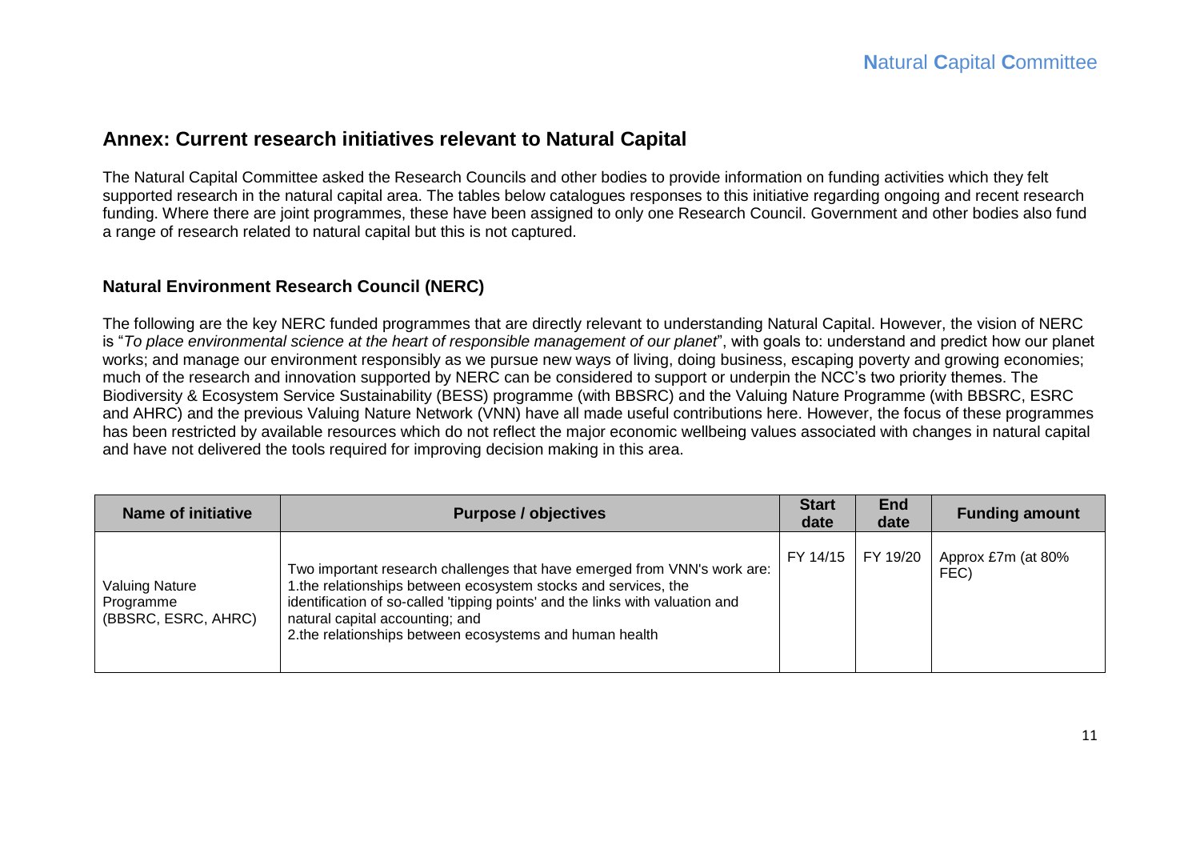## Annex: Current research initiatives relevant to Natural Capital

The Natural Capital Committee asked the Research Councils and other bodies to provide information on funding activities which they felt supported research in the natural capital area. The tables below catalogues responses to this initiative regarding ongoing and recent research funding. Where there are joint programmes, these have been assigned to only one Research Council. Government and other bodies also fund a range of research related to natural capital but this is not captured.

### Natural Environment Research Council (NERC)

The following are the key NERC funded programmes that are directly relevant to understanding Natural Capital. However, the vision of NERC is "*To place environmental science at the heart of responsible management of our planet*", with goals to: understand and predict how our planet works; and manage our environment responsibly as we pursue new ways of living, doing business, escaping poverty and growing economies; much of the research and innovation supported by NERC can be considered to support or underpin the NCC's two priority themes. The Biodiversity & Ecosystem Service Sustainability (BESS) programme (with BBSRC) and the Valuing Nature Programme (with BBSRC, ESRC and AHRC) and the previous Valuing Nature Network (VNN) have all made useful contributions here. However, the focus of these programmes has been restricted by available resources which do not reflect the major economic wellbeing values associated with changes in natural capital and have not delivered the tools required for improving decision making in this area.

| Name of initiative | Purpose / objectives | Start date | End date | Funding amount |
|---|---|---|---|---|
| Valuing Nature Programme (BBSRC, ESRC, AHRC) | Two important research challenges that have emerged from VNN's work are: 1.the relationships between ecosystem stocks and services, the identification of so-called 'tipping points' and the links with valuation and natural capital accounting; and 2.the relationships between ecosystems and human health | FY 14/15 | FY 19/20 | Approx £7m (at 80% FEC) |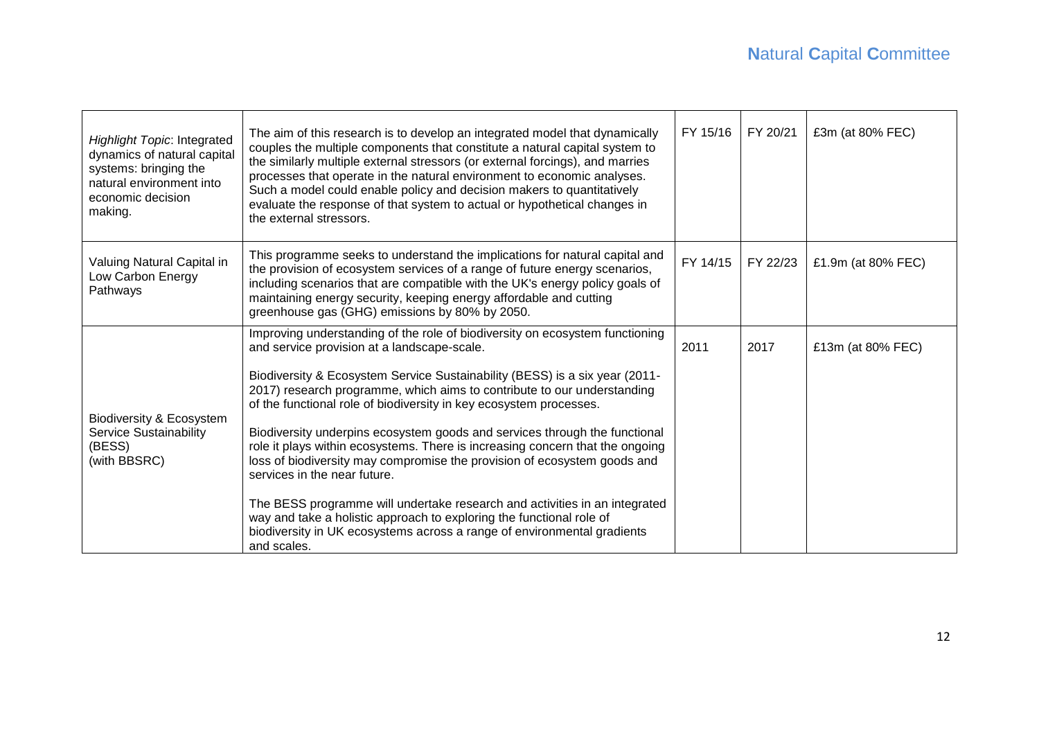| | | | | |
|---|---|---|---|---|
| *Highlight Topic*: Integrated dynamics of natural capital systems: bringing the natural environment into economic decision making. | The aim of this research is to develop an integrated model that dynamically couples the multiple components that constitute a natural capital system to the similarly multiple external stressors (or external forcings), and marries processes that operate in the natural environment to economic analyses. Such a model could enable policy and decision makers to quantitatively evaluate the response of that system to actual or hypothetical changes in the external stressors. | FY 15/16 | FY 20/21 | £3m (at 80% FEC) |
| Valuing Natural Capital in Low Carbon Energy Pathways | This programme seeks to understand the implications for natural capital and the provision of ecosystem services of a range of future energy scenarios, including scenarios that are compatible with the UK's energy policy goals of maintaining energy security, keeping energy affordable and cutting greenhouse gas (GHG) emissions by 80% by 2050. | FY 14/15 | FY 22/23 | £1.9m (at 80% FEC) |
| Biodiversity & Ecosystem Service Sustainability (BESS) (with BBSRC) | Improving understanding of the role of biodiversity on ecosystem functioning and service provision at a landscape-scale.<br><br>Biodiversity & Ecosystem Service Sustainability (BESS) is a six year (2011-2017) research programme, which aims to contribute to our understanding of the functional role of biodiversity in key ecosystem processes.<br><br>Biodiversity underpins ecosystem goods and services through the functional role it plays within ecosystems. There is increasing concern that the ongoing loss of biodiversity may compromise the provision of ecosystem goods and services in the near future.<br><br>The BESS programme will undertake research and activities in an integrated way and take a holistic approach to exploring the functional role of biodiversity in UK ecosystems across a range of environmental gradients and scales. | 2011 | 2017 | £13m (at 80% FEC) |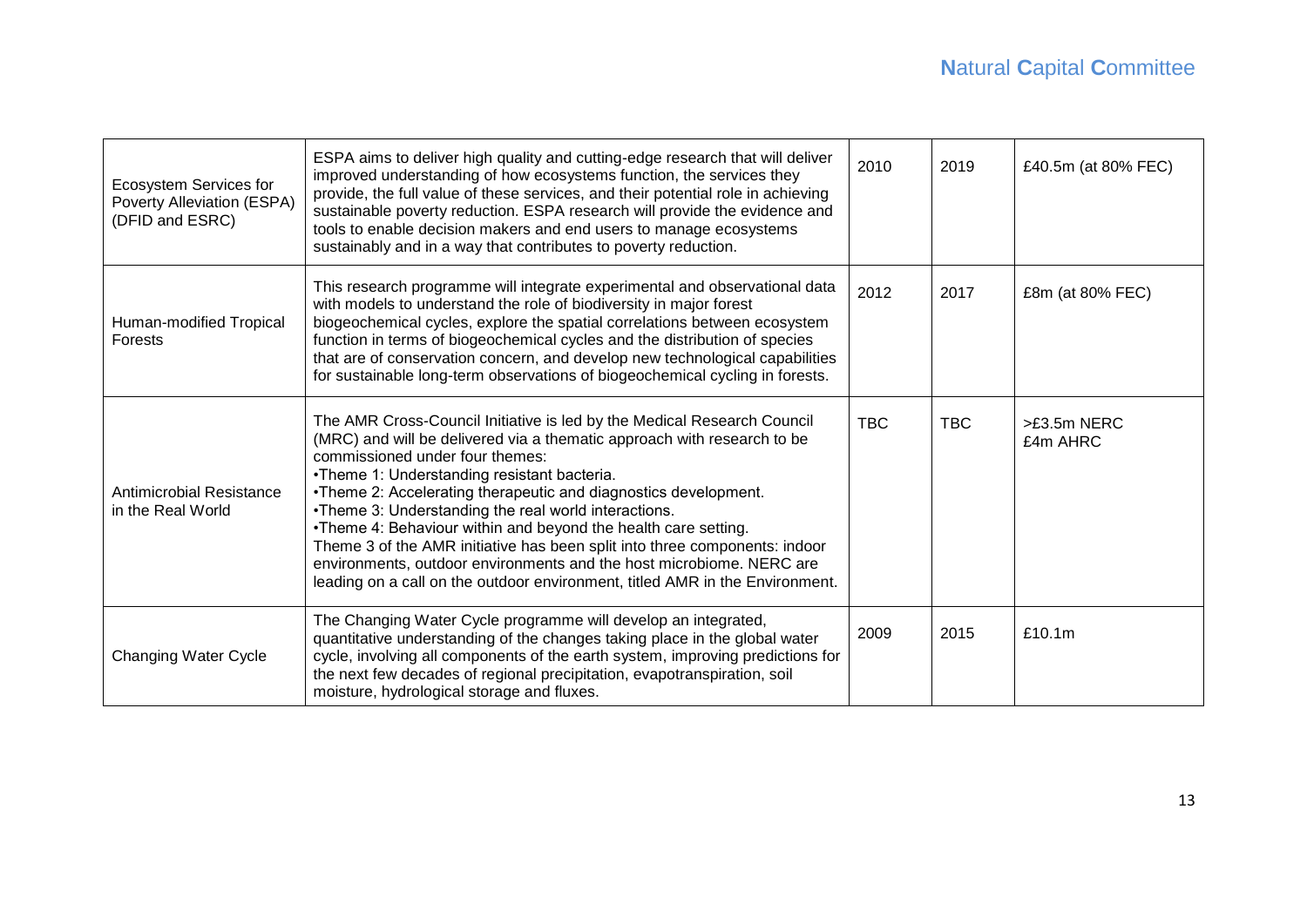| | | | | |
|---|---|---|---|---|
| Ecosystem Services for Poverty Alleviation (ESPA) (DFID and ESRC) | ESPA aims to deliver high quality and cutting-edge research that will deliver improved understanding of how ecosystems function, the services they provide, the full value of these services, and their potential role in achieving sustainable poverty reduction. ESPA research will provide the evidence and tools to enable decision makers and end users to manage ecosystems sustainably and in a way that contributes to poverty reduction. | 2010 | 2019 | £40.5m (at 80% FEC) |
| Human-modified Tropical Forests | This research programme will integrate experimental and observational data with models to understand the role of biodiversity in major forest biogeochemical cycles, explore the spatial correlations between ecosystem function in terms of biogeochemical cycles and the distribution of species that are of conservation concern, and develop new technological capabilities for sustainable long-term observations of biogeochemical cycling in forests. | 2012 | 2017 | £8m (at 80% FEC) |
| Antimicrobial Resistance in the Real World | The AMR Cross-Council Initiative is led by the Medical Research Council (MRC) and will be delivered via a thematic approach with research to be commissioned under four themes:<br>•Theme 1: Understanding resistant bacteria.<br>•Theme 2: Accelerating therapeutic and diagnostics development.<br>•Theme 3: Understanding the real world interactions.<br>•Theme 4: Behaviour within and beyond the health care setting.<br>Theme 3 of the AMR initiative has been split into three components: indoor environments, outdoor environments and the host microbiome. NERC are leading on a call on the outdoor environment, titled AMR in the Environment. | TBC | TBC | >£3.5m NERC<br>£4m AHRC |
| Changing Water Cycle | The Changing Water Cycle programme will develop an integrated, quantitative understanding of the changes taking place in the global water cycle, involving all components of the earth system, improving predictions for the next few decades of regional precipitation, evapotranspiration, soil moisture, hydrological storage and fluxes. | 2009 | 2015 | £10.1m |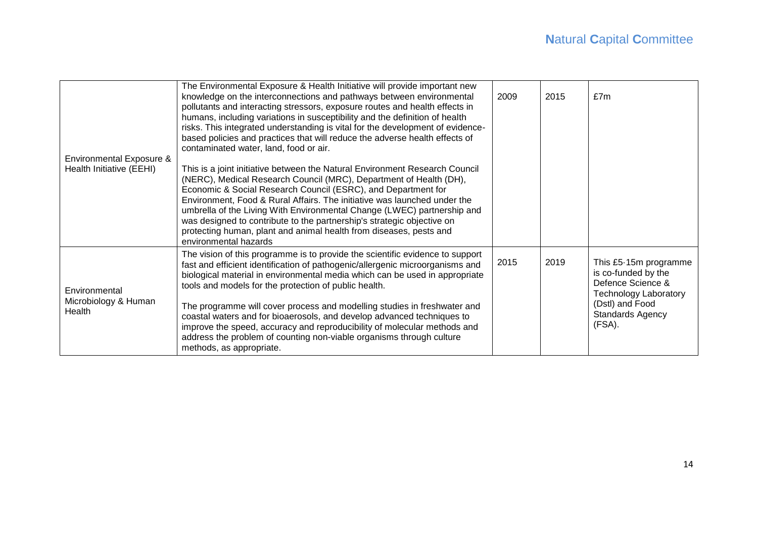| | | | | |
|---|---|---|---|---|
| Environmental Exposure & Health Initiative (EEHI) | The Environmental Exposure & Health Initiative will provide important new knowledge on the interconnections and pathways between environmental pollutants and interacting stressors, exposure routes and health effects in humans, including variations in susceptibility and the definition of health risks. This integrated understanding is vital for the development of evidence-based policies and practices that will reduce the adverse health effects of contaminated water, land, food or air.<br><br>This is a joint initiative between the Natural Environment Research Council (NERC), Medical Research Council (MRC), Department of Health (DH), Economic & Social Research Council (ESRC), and Department for Environment, Food & Rural Affairs. The initiative was launched under the umbrella of the Living With Environmental Change (LWEC) partnership and was designed to contribute to the partnership's strategic objective on protecting human, plant and animal health from diseases, pests and environmental hazards | 2009 | 2015 | £7m |
| Environmental Microbiology & Human Health | The vision of this programme is to provide the scientific evidence to support fast and efficient identification of pathogenic/allergenic microorganisms and biological material in environmental media which can be used in appropriate tools and models for the protection of public health.<br><br>The programme will cover process and modelling studies in freshwater and coastal waters and for bioaerosols, and develop advanced techniques to improve the speed, accuracy and reproducibility of molecular methods and address the problem of counting non-viable organisms through culture methods, as appropriate. | 2015 | 2019 | This £5·15m programme is co-funded by the Defence Science & Technology Laboratory (Dstl) and Food Standards Agency (FSA). |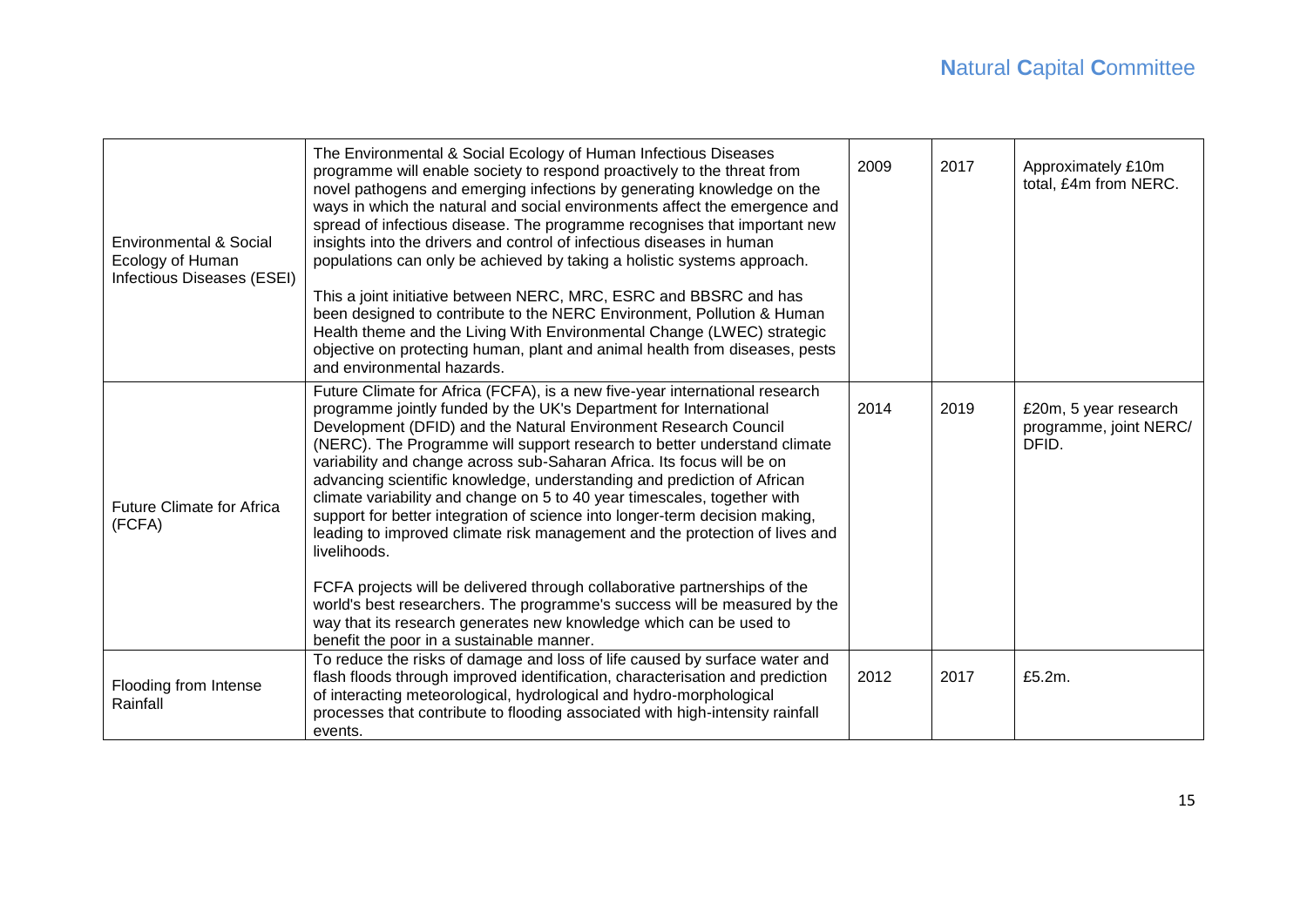| Environmental & Social Ecology of Human Infectious Diseases (ESEI) | The Environmental & Social Ecology of Human Infectious Diseases programme will enable society to respond proactively to the threat from novel pathogens and emerging infections by generating knowledge on the ways in which the natural and social environments affect the emergence and spread of infectious disease. The programme recognises that important new insights into the drivers and control of infectious diseases in human populations can only be achieved by taking a holistic systems approach.<br><br>This a joint initiative between NERC, MRC, ESRC and BBSRC and has been designed to contribute to the NERC Environment, Pollution & Human Health theme and the Living With Environmental Change (LWEC) strategic objective on protecting human, plant and animal health from diseases, pests and environmental hazards. | 2009 | 2017 | Approximately £10m total, £4m from NERC. |
|---|---|---|---|---|
| Future Climate for Africa (FCFA) | Future Climate for Africa (FCFA), is a new five-year international research programme jointly funded by the UK's Department for International Development (DFID) and the Natural Environment Research Council (NERC). The Programme will support research to better understand climate variability and change across sub-Saharan Africa. Its focus will be on advancing scientific knowledge, understanding and prediction of African climate variability and change on 5 to 40 year timescales, together with support for better integration of science into longer-term decision making, leading to improved climate risk management and the protection of lives and livelihoods.<br><br>FCFA projects will be delivered through collaborative partnerships of the world's best researchers. The programme's success will be measured by the way that its research generates new knowledge which can be used to benefit the poor in a sustainable manner. | 2014 | 2019 | £20m, 5 year research programme, joint NERC/ DFID. |
| Flooding from Intense Rainfall | To reduce the risks of damage and loss of life caused by surface water and flash floods through improved identification, characterisation and prediction of interacting meteorological, hydrological and hydro-morphological processes that contribute to flooding associated with high-intensity rainfall events. | 2012 | 2017 | £5.2m. |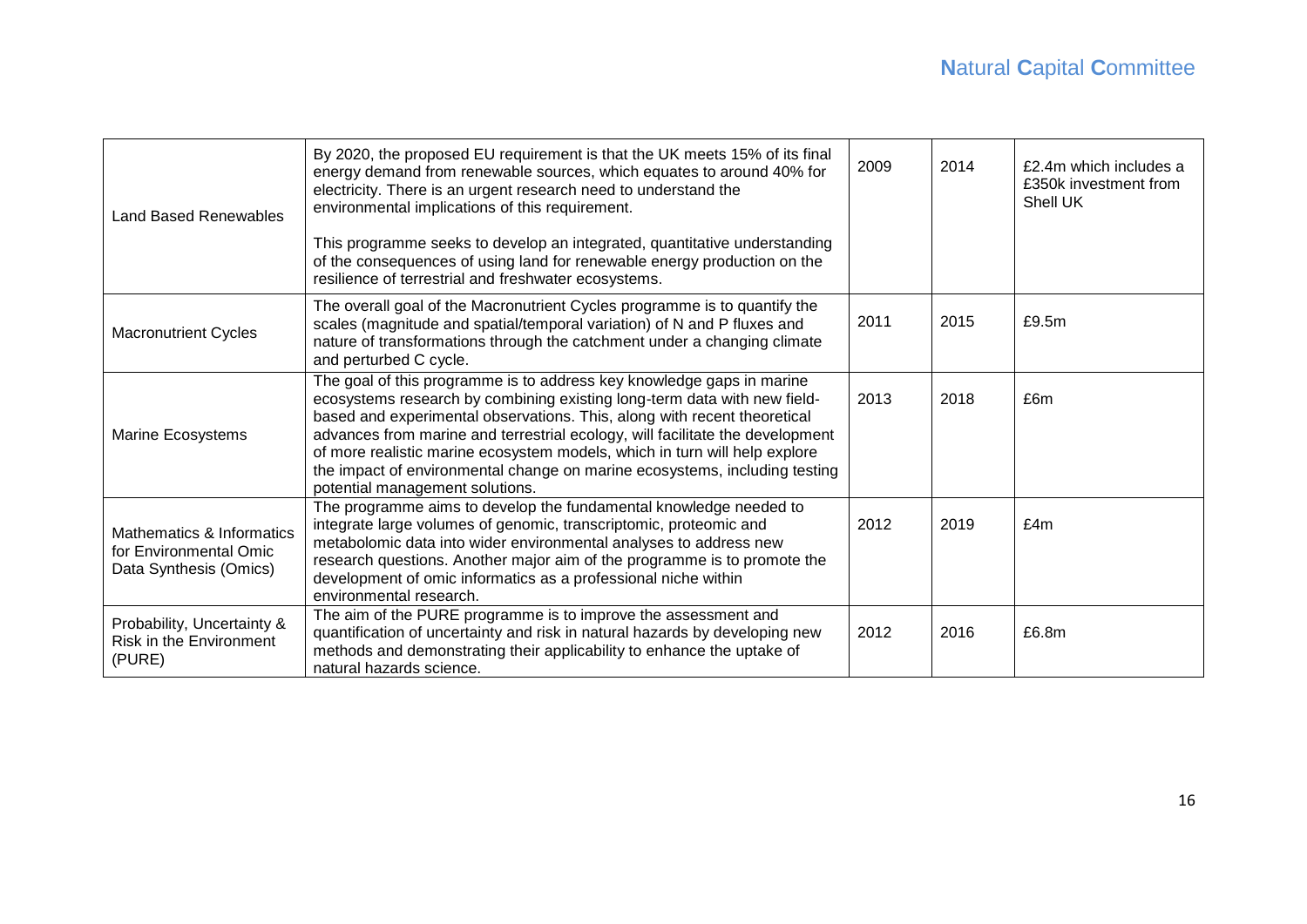| Land Based Renewables | By 2020, the proposed EU requirement is that the UK meets 15% of its final energy demand from renewable sources, which equates to around 40% for electricity. There is an urgent research need to understand the environmental implications of this requirement.<br><br>This programme seeks to develop an integrated, quantitative understanding of the consequences of using land for renewable energy production on the resilience of terrestrial and freshwater ecosystems. | 2009 | 2014 | £2.4m which includes a £350k investment from Shell UK |
|---|---|---|---|---|
| Macronutrient Cycles | The overall goal of the Macronutrient Cycles programme is to quantify the scales (magnitude and spatial/temporal variation) of N and P fluxes and nature of transformations through the catchment under a changing climate and perturbed C cycle. | 2011 | 2015 | £9.5m |
| Marine Ecosystems | The goal of this programme is to address key knowledge gaps in marine ecosystems research by combining existing long-term data with new field-based and experimental observations. This, along with recent theoretical advances from marine and terrestrial ecology, will facilitate the development of more realistic marine ecosystem models, which in turn will help explore the impact of environmental change on marine ecosystems, including testing potential management solutions. | 2013 | 2018 | £6m |
| Mathematics & Informatics for Environmental Omic Data Synthesis (Omics) | The programme aims to develop the fundamental knowledge needed to integrate large volumes of genomic, transcriptomic, proteomic and metabolomic data into wider environmental analyses to address new research questions. Another major aim of the programme is to promote the development of omic informatics as a professional niche within environmental research. | 2012 | 2019 | £4m |
| Probability, Uncertainty & Risk in the Environment (PURE) | The aim of the PURE programme is to improve the assessment and quantification of uncertainty and risk in natural hazards by developing new methods and demonstrating their applicability to enhance the uptake of natural hazards science. | 2012 | 2016 | £6.8m |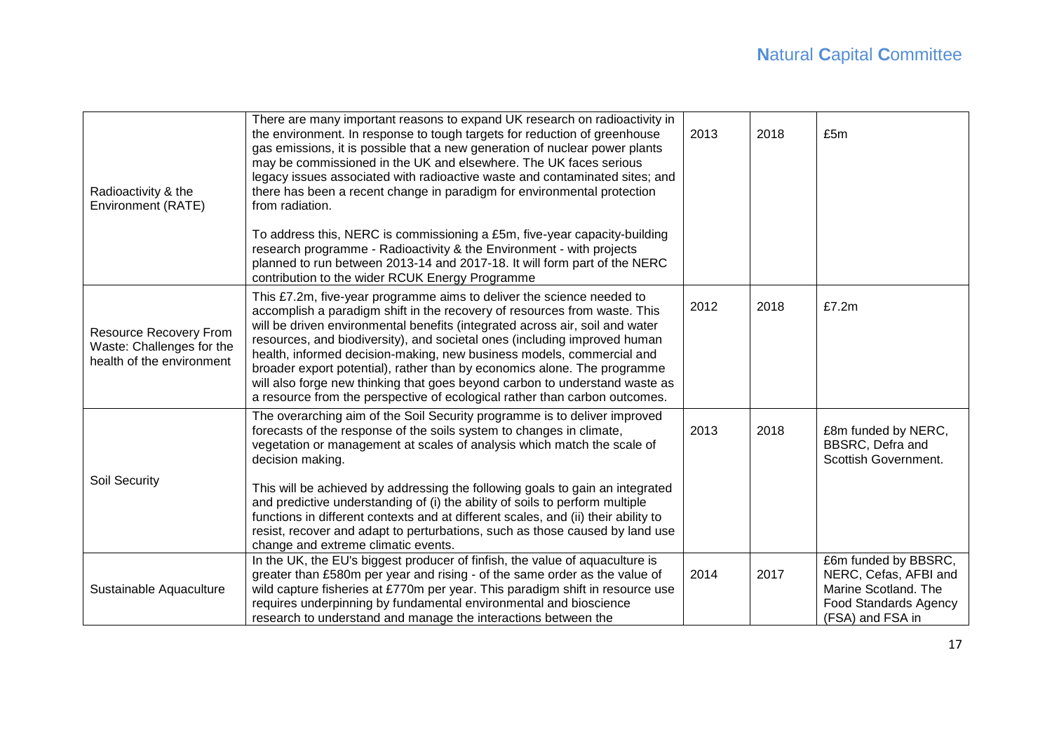| | | | | |
|---|---|---|---|---|
| Radioactivity & the Environment (RATE) | There are many important reasons to expand UK research on radioactivity in the environment. In response to tough targets for reduction of greenhouse gas emissions, it is possible that a new generation of nuclear power plants may be commissioned in the UK and elsewhere. The UK faces serious legacy issues associated with radioactive waste and contaminated sites; and there has been a recent change in paradigm for environmental protection from radiation.<br><br>To address this, NERC is commissioning a £5m, five-year capacity-building research programme - Radioactivity & the Environment - with projects planned to run between 2013-14 and 2017-18. It will form part of the NERC contribution to the wider RCUK Energy Programme | 2013 | 2018 | £5m |
| Resource Recovery From Waste: Challenges for the health of the environment | This £7.2m, five-year programme aims to deliver the science needed to accomplish a paradigm shift in the recovery of resources from waste. This will be driven environmental benefits (integrated across air, soil and water resources, and biodiversity), and societal ones (including improved human health, informed decision-making, new business models, commercial and broader export potential), rather than by economics alone. The programme will also forge new thinking that goes beyond carbon to understand waste as a resource from the perspective of ecological rather than carbon outcomes. | 2012 | 2018 | £7.2m |
| Soil Security | The overarching aim of the Soil Security programme is to deliver improved forecasts of the response of the soils system to changes in climate, vegetation or management at scales of analysis which match the scale of decision making.<br><br>This will be achieved by addressing the following goals to gain an integrated and predictive understanding of (i) the ability of soils to perform multiple functions in different contexts and at different scales, and (ii) their ability to resist, recover and adapt to perturbations, such as those caused by land use change and extreme climatic events. | 2013 | 2018 | £8m funded by NERC, BBSRC, Defra and Scottish Government. |
| Sustainable Aquaculture | In the UK, the EU's biggest producer of finfish, the value of aquaculture is greater than £580m per year and rising - of the same order as the value of wild capture fisheries at £770m per year. This paradigm shift in resource use requires underpinning by fundamental environmental and bioscience research to understand and manage the interactions between the | 2014 | 2017 | £6m funded by BBSRC, NERC, Cefas, AFBI and Marine Scotland. The Food Standards Agency (FSA) and FSA in |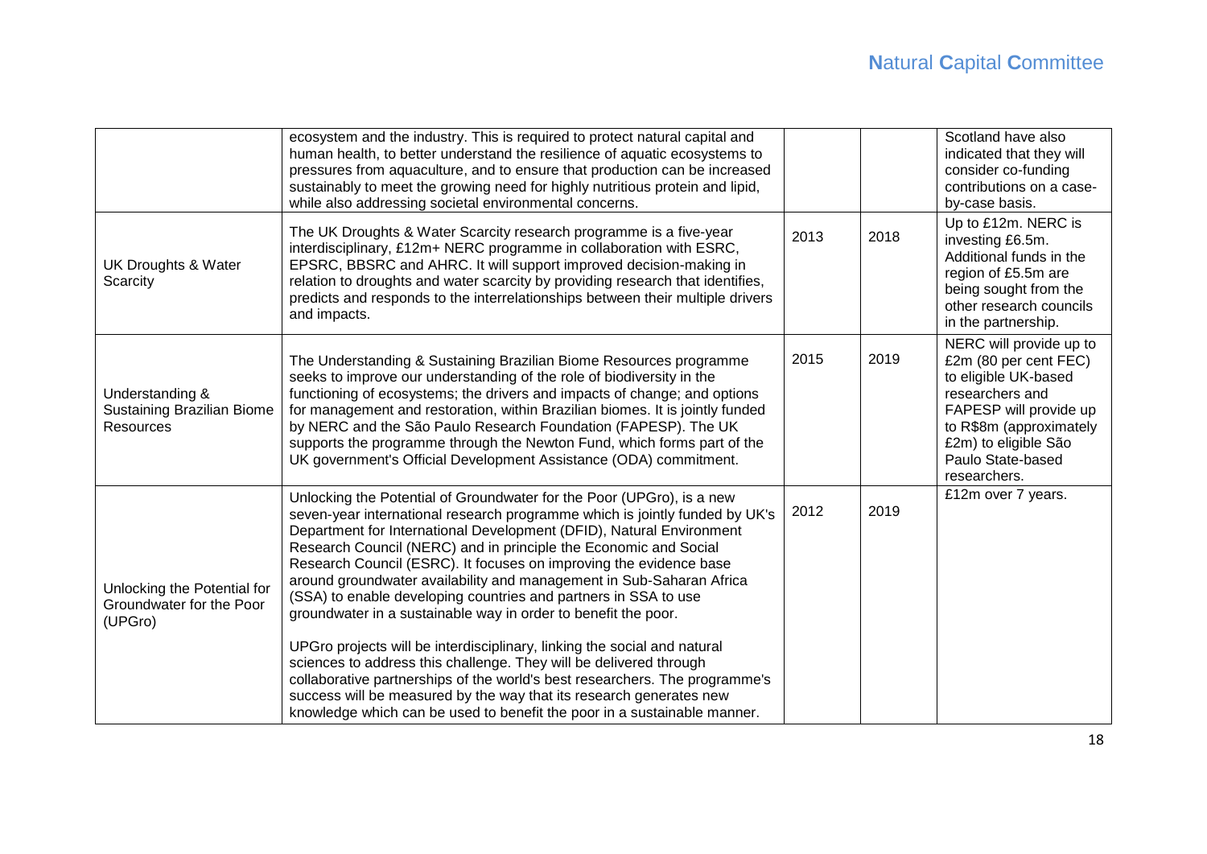| | | | | |
|---|---|---|---|---|
| | ecosystem and the industry. This is required to protect natural capital and human health, to better understand the resilience of aquatic ecosystems to pressures from aquaculture, and to ensure that production can be increased sustainably to meet the growing need for highly nutritious protein and lipid, while also addressing societal environmental concerns. | | | Scotland have also indicated that they will consider co-funding contributions on a case-by-case basis. |
| UK Droughts & Water Scarcity | The UK Droughts & Water Scarcity research programme is a five-year interdisciplinary, £12m+ NERC programme in collaboration with ESRC, EPSRC, BBSRC and AHRC. It will support improved decision-making in relation to droughts and water scarcity by providing research that identifies, predicts and responds to the interrelationships between their multiple drivers and impacts. | 2013 | 2018 | Up to £12m. NERC is investing £6.5m. Additional funds in the region of £5.5m are being sought from the other research councils in the partnership. |
| Understanding & Sustaining Brazilian Biome Resources | The Understanding & Sustaining Brazilian Biome Resources programme seeks to improve our understanding of the role of biodiversity in the functioning of ecosystems; the drivers and impacts of change; and options for management and restoration, within Brazilian biomes. It is jointly funded by NERC and the São Paulo Research Foundation (FAPESP). The UK supports the programme through the Newton Fund, which forms part of the UK government's Official Development Assistance (ODA) commitment. | 2015 | 2019 | NERC will provide up to £2m (80 per cent FEC) to eligible UK-based researchers and FAPESP will provide up to R$8m (approximately £2m) to eligible São Paulo State-based researchers. |
| Unlocking the Potential for Groundwater for the Poor (UPGro) | Unlocking the Potential of Groundwater for the Poor (UPGro), is a new seven-year international research programme which is jointly funded by UK's Department for International Development (DFID), Natural Environment Research Council (NERC) and in principle the Economic and Social Research Council (ESRC). It focuses on improving the evidence base around groundwater availability and management in Sub-Saharan Africa (SSA) to enable developing countries and partners in SSA to use groundwater in a sustainable way in order to benefit the poor.<br><br>UPGro projects will be interdisciplinary, linking the social and natural sciences to address this challenge. They will be delivered through collaborative partnerships of the world's best researchers. The programme's success will be measured by the way that its research generates new knowledge which can be used to benefit the poor in a sustainable manner. | 2012 | 2019 | £12m over 7 years. |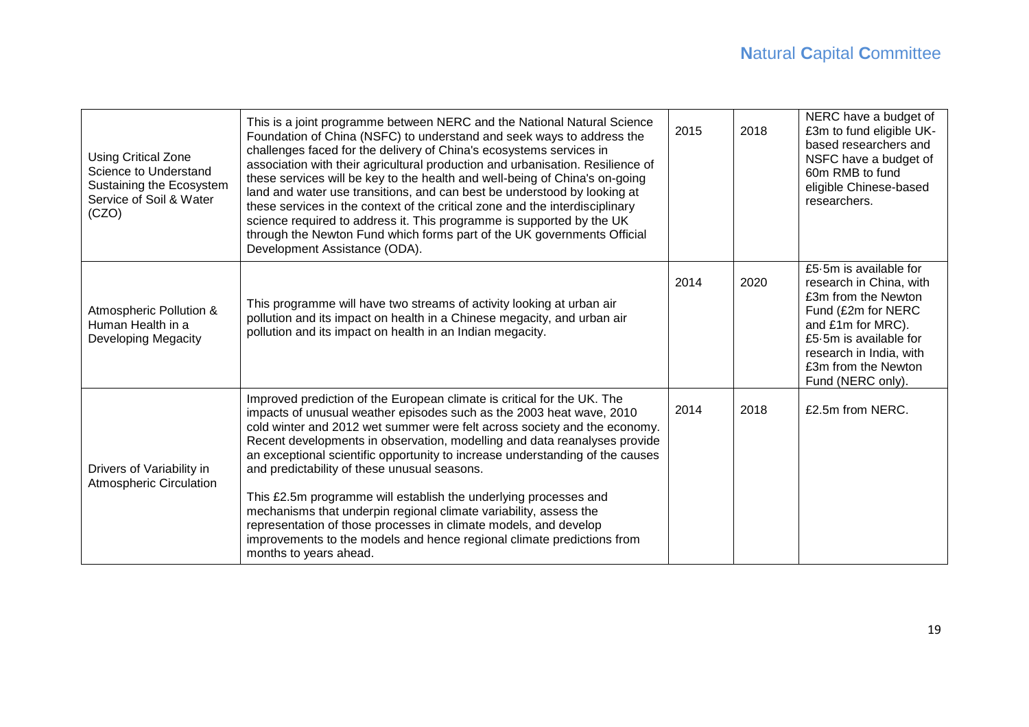| | | | | |
|---|---|---|---|---|
| Using Critical Zone Science to Understand Sustaining the Ecosystem Service of Soil & Water (CZO) | This is a joint programme between NERC and the National Natural Science Foundation of China (NSFC) to understand and seek ways to address the challenges faced for the delivery of China's ecosystems services in association with their agricultural production and urbanisation. Resilience of these services will be key to the health and well-being of China's on-going land and water use transitions, and can best be understood by looking at these services in the context of the critical zone and the interdisciplinary science required to address it. This programme is supported by the UK through the Newton Fund which forms part of the UK governments Official Development Assistance (ODA). | 2015 | 2018 | NERC have a budget of £3m to fund eligible UK-based researchers and NSFC have a budget of 60m RMB to fund eligible Chinese-based researchers. |
| Atmospheric Pollution & Human Health in a Developing Megacity | This programme will have two streams of activity looking at urban air pollution and its impact on health in a Chinese megacity, and urban air pollution and its impact on health in an Indian megacity. | 2014 | 2020 | £5·5m is available for research in China, with £3m from the Newton Fund (£2m for NERC and £1m for MRC). £5·5m is available for research in India, with £3m from the Newton Fund (NERC only). |
| Drivers of Variability in Atmospheric Circulation | Improved prediction of the European climate is critical for the UK. The impacts of unusual weather episodes such as the 2003 heat wave, 2010 cold winter and 2012 wet summer were felt across society and the economy. Recent developments in observation, modelling and data reanalyses provide an exceptional scientific opportunity to increase understanding of the causes and predictability of these unusual seasons.<br><br>This £2.5m programme will establish the underlying processes and mechanisms that underpin regional climate variability, assess the representation of those processes in climate models, and develop improvements to the models and hence regional climate predictions from months to years ahead. | 2014 | 2018 | £2.5m from NERC. |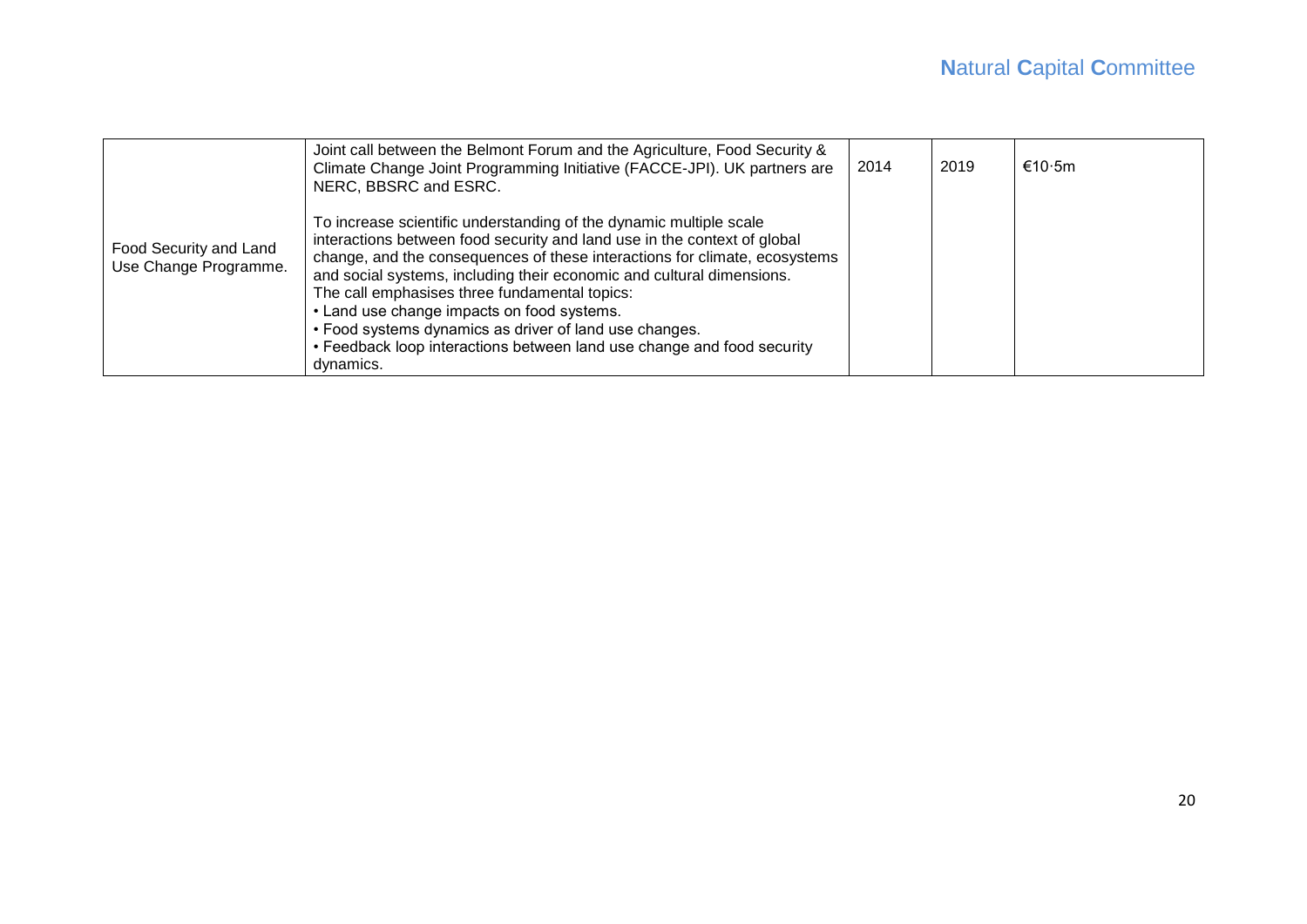| | | | | |
|---|---|---|---|---|
| Food Security and Land Use Change Programme. | Joint call between the Belmont Forum and the Agriculture, Food Security & Climate Change Joint Programming Initiative (FACCE-JPI). UK partners are NERC, BBSRC and ESRC.<br><br>To increase scientific understanding of the dynamic multiple scale interactions between food security and land use in the context of global change, and the consequences of these interactions for climate, ecosystems and social systems, including their economic and cultural dimensions.<br>The call emphasises three fundamental topics:<br>• Land use change impacts on food systems.<br>• Food systems dynamics as driver of land use changes.<br>• Feedback loop interactions between land use change and food security dynamics. | 2014 | 2019 | €10·5m |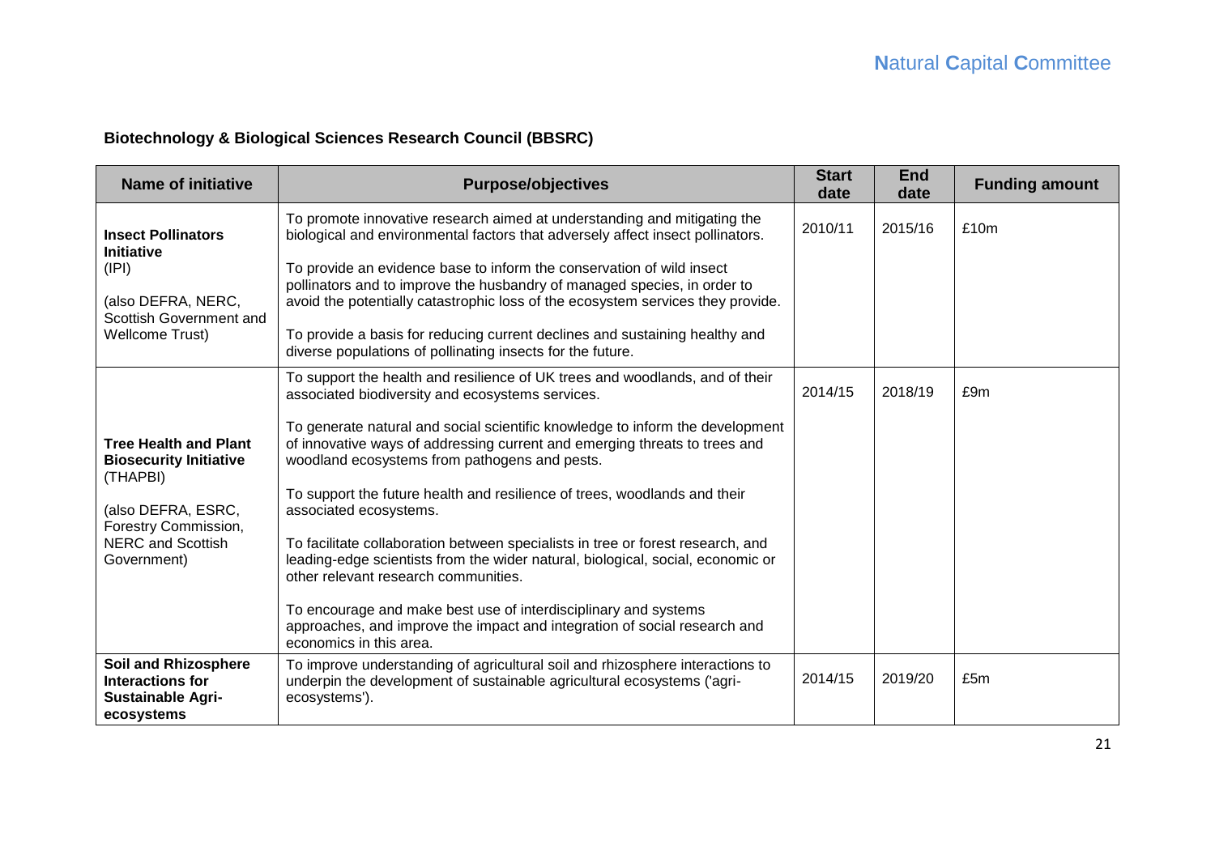## Biotechnology & Biological Sciences Research Council (BBSRC)

| Name of initiative | Purpose/objectives | Start date | End date | Funding amount |
|---|---|---|---|---|
| **Insect Pollinators Initiative** (IPI) (also DEFRA, NERC, Scottish Government and Wellcome Trust) | To promote innovative research aimed at understanding and mitigating the biological and environmental factors that adversely affect insect pollinators. To provide an evidence base to inform the conservation of wild insect pollinators and to improve the husbandry of managed species, in order to avoid the potentially catastrophic loss of the ecosystem services they provide. To provide a basis for reducing current declines and sustaining healthy and diverse populations of pollinating insects for the future. | 2010/11 | 2015/16 | £10m |
| **Tree Health and Plant Biosecurity Initiative** (THAPBI) (also DEFRA, ESRC, Forestry Commission, NERC and Scottish Government) | To support the health and resilience of UK trees and woodlands, and of their associated biodiversity and ecosystems services. To generate natural and social scientific knowledge to inform the development of innovative ways of addressing current and emerging threats to trees and woodland ecosystems from pathogens and pests. To support the future health and resilience of trees, woodlands and their associated ecosystems. To facilitate collaboration between specialists in tree or forest research, and leading-edge scientists from the wider natural, biological, social, economic or other relevant research communities. To encourage and make best use of interdisciplinary and systems approaches, and improve the impact and integration of social research and economics in this area. | 2014/15 | 2018/19 | £9m |
| **Soil and Rhizosphere Interactions for Sustainable Agri-ecosystems** | To improve understanding of agricultural soil and rhizosphere interactions to underpin the development of sustainable agricultural ecosystems ('agri-ecosystems'). | 2014/15 | 2019/20 | £5m |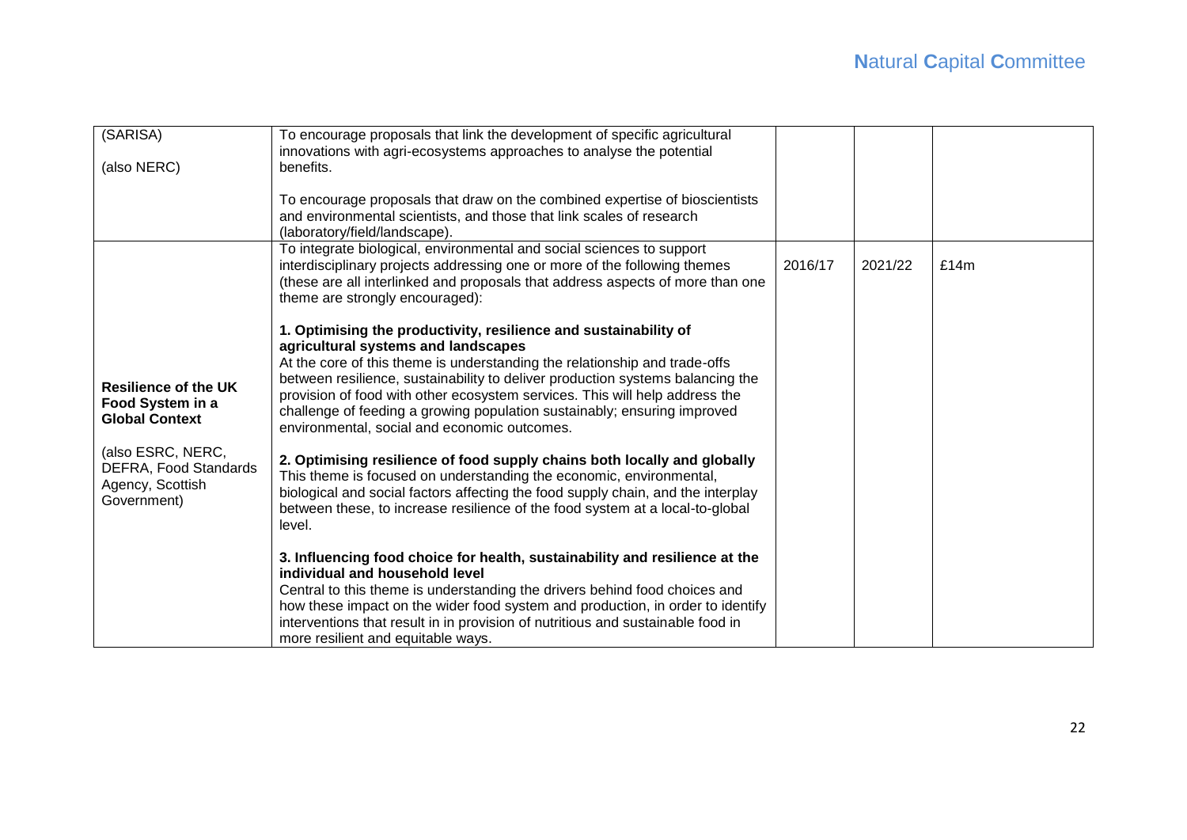| | | | | |
|---|---|---|---|---|
| (SARISA)<br><br>(also NERC) | To encourage proposals that link the development of specific agricultural innovations with agri-ecosystems approaches to analyse the potential benefits.<br><br>To encourage proposals that draw on the combined expertise of bioscientists and environmental scientists, and those that link scales of research (laboratory/field/landscape). | | | |
| **Resilience of the UK Food System in a Global Context**<br><br>(also ESRC, NERC, DEFRA, Food Standards Agency, Scottish Government) | To integrate biological, environmental and social sciences to support interdisciplinary projects addressing one or more of the following themes (these are all interlinked and proposals that address aspects of more than one theme are strongly encouraged):<br><br>**1. Optimising the productivity, resilience and sustainability of agricultural systems and landscapes**<br>At the core of this theme is understanding the relationship and trade-offs between resilience, sustainability to deliver production systems balancing the provision of food with other ecosystem services. This will help address the challenge of feeding a growing population sustainably; ensuring improved environmental, social and economic outcomes.<br><br>**2. Optimising resilience of food supply chains both locally and globally**<br>This theme is focused on understanding the economic, environmental, biological and social factors affecting the food supply chain, and the interplay between these, to increase resilience of the food system at a local-to-global level.<br><br>**3. Influencing food choice for health, sustainability and resilience at the individual and household level**<br>Central to this theme is understanding the drivers behind food choices and how these impact on the wider food system and production, in order to identify interventions that result in in provision of nutritious and sustainable food in more resilient and equitable ways. | 2016/17 | 2021/22 | £14m |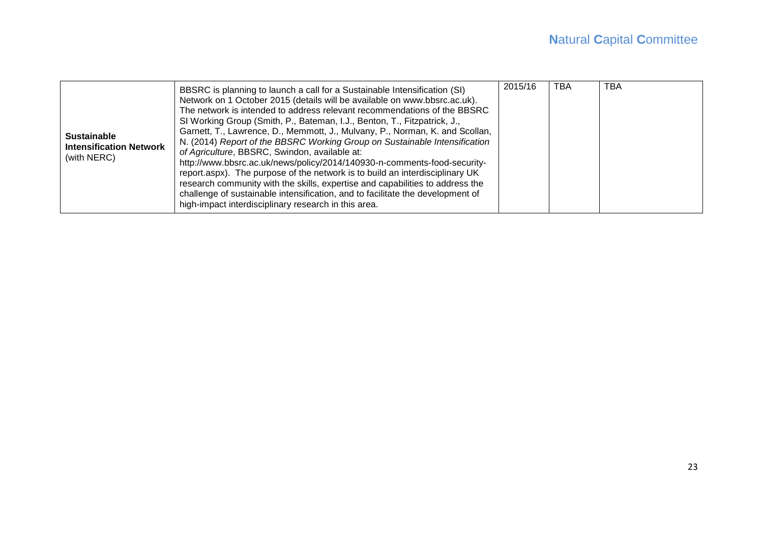| **Sustainable Intensification Network** (with NERC) | BBSRC is planning to launch a call for a Sustainable Intensification (SI) Network on 1 October 2015 (details will be available on www.bbsrc.ac.uk). The network is intended to address relevant recommendations of the BBSRC SI Working Group (Smith, P., Bateman, I.J., Benton, T., Fitzpatrick, J., Garnett, T., Lawrence, D., Memmott, J., Mulvany, P., Norman, K. and Scollan, N. (2014) *Report of the BBSRC Working Group on Sustainable Intensification of Agriculture*, BBSRC, Swindon, available at: http://www.bbsrc.ac.uk/news/policy/2014/140930-n-comments-food-security-report.aspx). The purpose of the network is to build an interdisciplinary UK research community with the skills, expertise and capabilities to address the challenge of sustainable intensification, and to facilitate the development of high-impact interdisciplinary research in this area. | 2015/16 | TBA | TBA |
|---|---|---|---|---|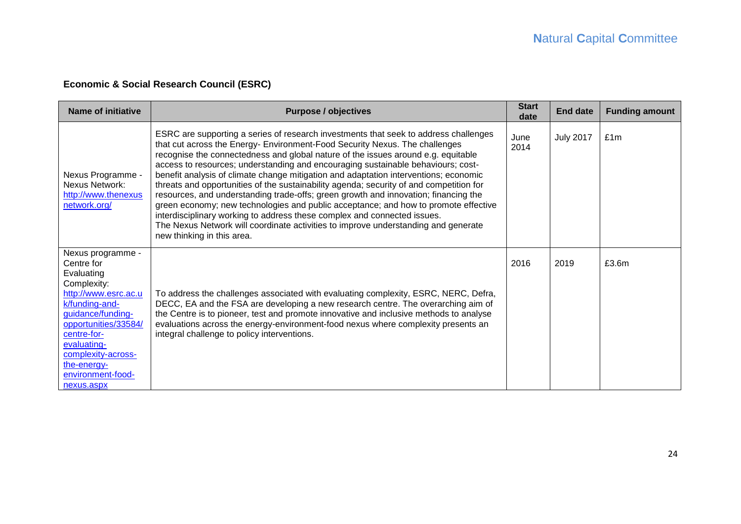### Economic & Social Research Council (ESRC)

| Name of initiative | Purpose / objectives | Start date | End date | Funding amount |
|---|---|---|---|---|
| Nexus Programme - Nexus Network: http://www.thenexusnetwork.org/ | ESRC are supporting a series of research investments that seek to address challenges that cut across the Energy- Environment-Food Security Nexus. The challenges recognise the connectedness and global nature of the issues around e.g. equitable access to resources; understanding and encouraging sustainable behaviours; cost-benefit analysis of climate change mitigation and adaptation interventions; economic threats and opportunities of the sustainability agenda; security of and competition for resources, and understanding trade-offs; green growth and innovation; financing the green economy; new technologies and public acceptance; and how to promote effective interdisciplinary working to address these complex and connected issues. The Nexus Network will coordinate activities to improve understanding and generate new thinking in this area. | June 2014 | July 2017 | £1m |
| Nexus programme - Centre for Evaluating Complexity: http://www.esrc.ac.uk/funding-and-guidance/funding-opportunities/33584/centre-for-evaluating-complexity-across-the-energy-environment-food-nexus.aspx | To address the challenges associated with evaluating complexity, ESRC, NERC, Defra, DECC, EA and the FSA are developing a new research centre. The overarching aim of the Centre is to pioneer, test and promote innovative and inclusive methods to analyse evaluations across the energy-environment-food nexus where complexity presents an integral challenge to policy interventions. | 2016 | 2019 | £3.6m |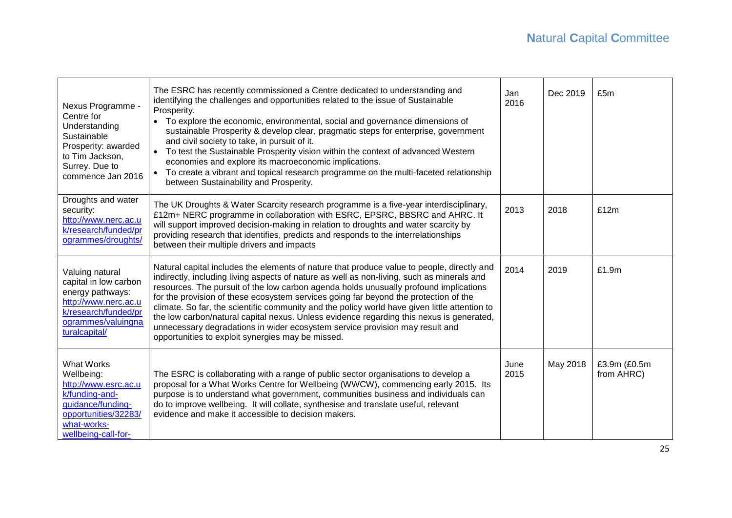| | | | | |
|---|---|---|---|---|
| Nexus Programme - Centre for Understanding Sustainable Prosperity: awarded to Tim Jackson, Surrey. Due to commence Jan 2016 | The ESRC has recently commissioned a Centre dedicated to understanding and identifying the challenges and opportunities related to the issue of Sustainable Prosperity.<br>• To explore the economic, environmental, social and governance dimensions of sustainable Prosperity & develop clear, pragmatic steps for enterprise, government and civil society to take, in pursuit of it.<br>• To test the Sustainable Prosperity vision within the context of advanced Western economies and explore its macroeconomic implications.<br>• To create a vibrant and topical research programme on the multi-faceted relationship between Sustainability and Prosperity. | Jan 2016 | Dec 2019 | £5m |
| Droughts and water security: http://www.nerc.ac.uk/research/funded/programmes/droughts/ | The UK Droughts & Water Scarcity research programme is a five-year interdisciplinary, £12m+ NERC programme in collaboration with ESRC, EPSRC, BBSRC and AHRC. It will support improved decision-making in relation to droughts and water scarcity by providing research that identifies, predicts and responds to the interrelationships between their multiple drivers and impacts | 2013 | 2018 | £12m |
| Valuing natural capital in low carbon energy pathways: http://www.nerc.ac.uk/research/funded/programmes/valuingnaturalcapital/ | Natural capital includes the elements of nature that produce value to people, directly and indirectly, including living aspects of nature as well as non-living, such as minerals and resources. The pursuit of the low carbon agenda holds unusually profound implications for the provision of these ecosystem services going far beyond the protection of the climate. So far, the scientific community and the policy world have given little attention to the low carbon/natural capital nexus. Unless evidence regarding this nexus is generated, unnecessary degradations in wider ecosystem service provision may result and opportunities to exploit synergies may be missed. | 2014 | 2019 | £1.9m |
| What Works Wellbeing: http://www.esrc.ac.uk/funding-and-guidance/funding-opportunities/32283/what-works-wellbeing-call-for- | The ESRC is collaborating with a range of public sector organisations to develop a proposal for a What Works Centre for Wellbeing (WWCW), commencing early 2015. Its purpose is to understand what government, communities business and individuals can do to improve wellbeing. It will collate, synthesise and translate useful, relevant evidence and make it accessible to decision makers. | June 2015 | May 2018 | £3.9m (£0.5m from AHRC) |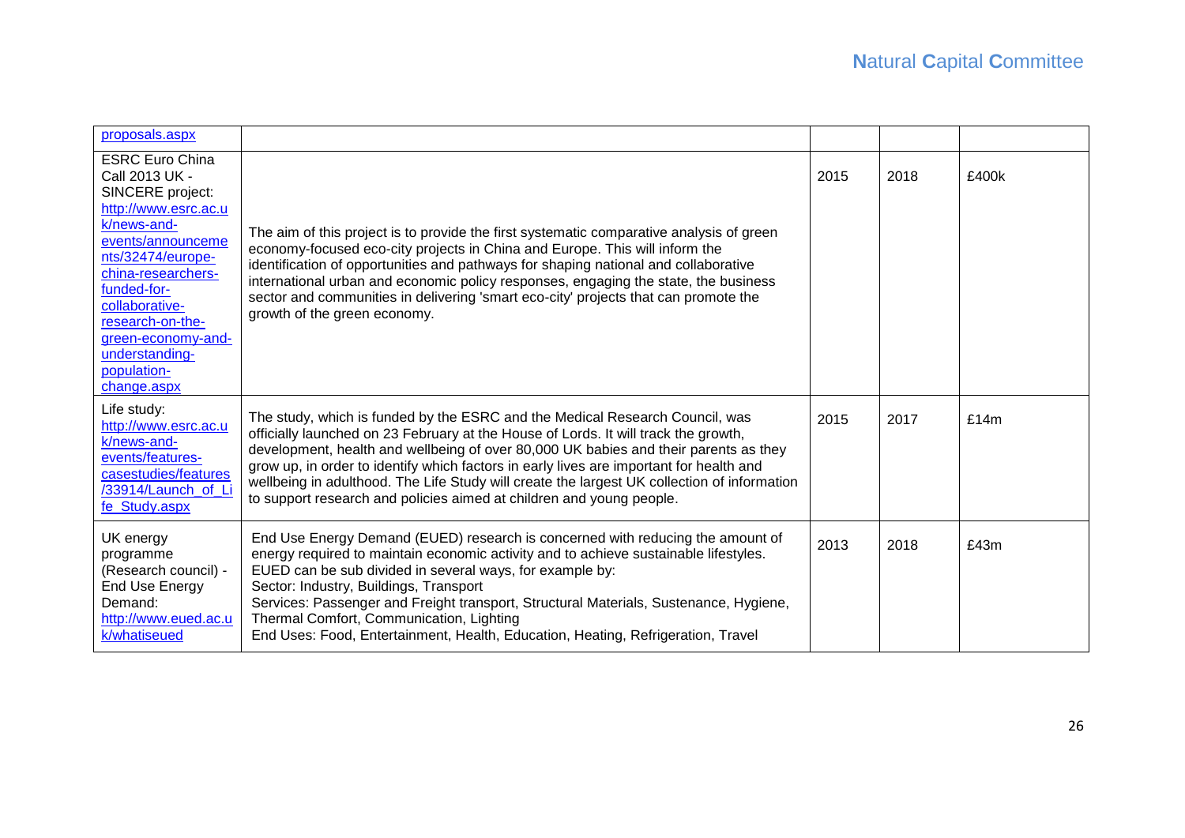| | | | | |
|---|---|---|---|---|
| proposals.aspx | | | | |
| ESRC Euro China Call 2013 UK - SINCERE project: http://www.esrc.ac.uk/news-and-events/announcements/32474/europe-china-researchers-funded-for-collaborative-research-on-the-green-economy-and-understanding-population-change.aspx | The aim of this project is to provide the first systematic comparative analysis of green economy-focused eco-city projects in China and Europe. This will inform the identification of opportunities and pathways for shaping national and collaborative international urban and economic policy responses, engaging the state, the business sector and communities in delivering 'smart eco-city' projects that can promote the growth of the green economy. | 2015 | 2018 | £400k |
| Life study: http://www.esrc.ac.uk/news-and-events/features-casestudies/features/33914/Launch_of_Life_Study.aspx | The study, which is funded by the ESRC and the Medical Research Council, was officially launched on 23 February at the House of Lords. It will track the growth, development, health and wellbeing of over 80,000 UK babies and their parents as they grow up, in order to identify which factors in early lives are important for health and wellbeing in adulthood. The Life Study will create the largest UK collection of information to support research and policies aimed at children and young people. | 2015 | 2017 | £14m |
| UK energy programme (Research council) - End Use Energy Demand: http://www.eued.ac.uk/whatiseued | End Use Energy Demand (EUED) research is concerned with reducing the amount of energy required to maintain economic activity and to achieve sustainable lifestyles. EUED can be sub divided in several ways, for example by:<br>Sector: Industry, Buildings, Transport<br>Services: Passenger and Freight transport, Structural Materials, Sustenance, Hygiene, Thermal Comfort, Communication, Lighting<br>End Uses: Food, Entertainment, Health, Education, Heating, Refrigeration, Travel | 2013 | 2018 | £43m |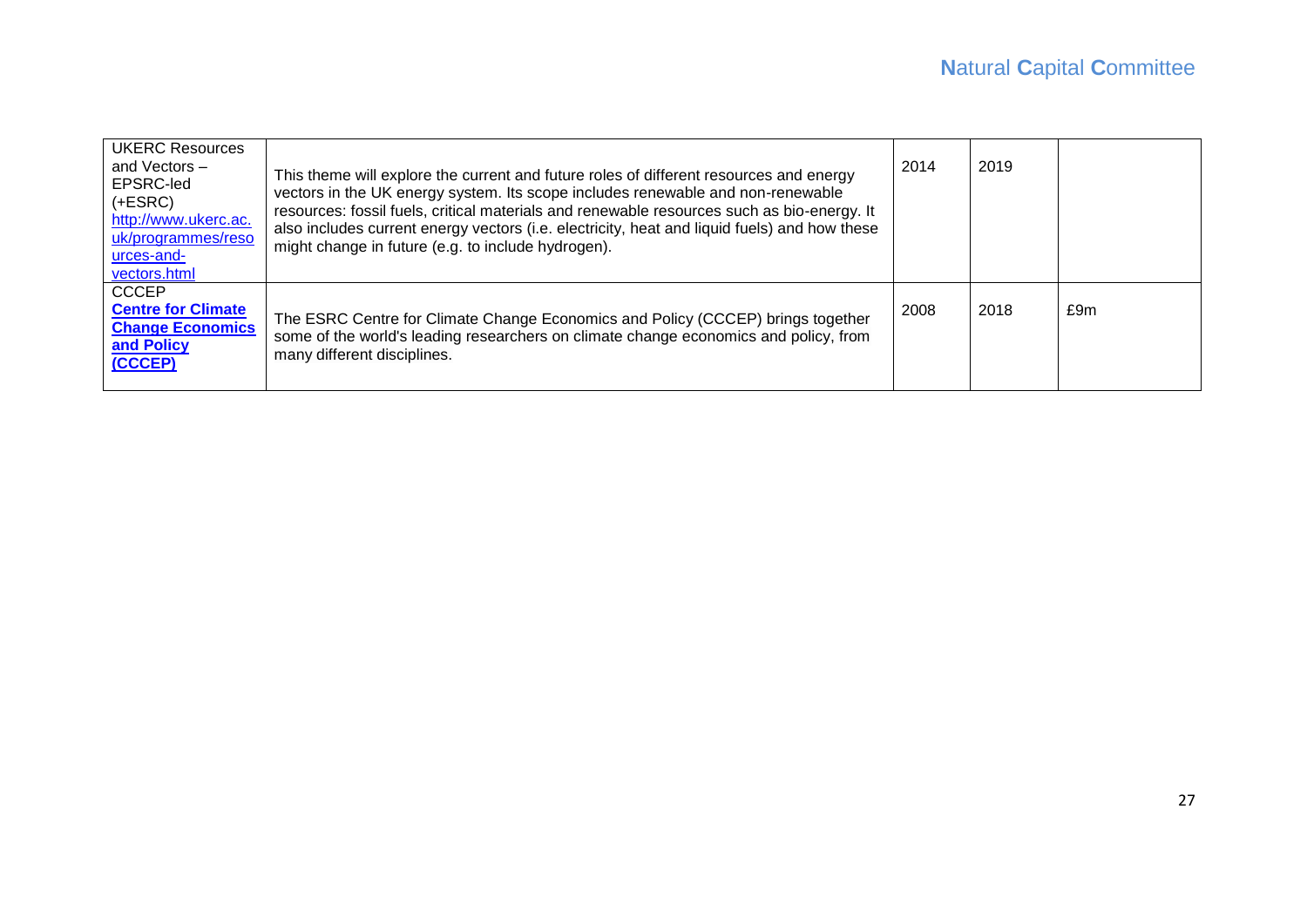| | | | | |
|---|---|---|---|---|
| UKERC Resources and Vectors – EPSRC-led (+ESRC) http://www.ukerc.ac.uk/programmes/resources-and-vectors.html | This theme will explore the current and future roles of different resources and energy vectors in the UK energy system. Its scope includes renewable and non-renewable resources: fossil fuels, critical materials and renewable resources such as bio-energy. It also includes current energy vectors (i.e. electricity, heat and liquid fuels) and how these might change in future (e.g. to include hydrogen). | 2014 | 2019 | |
| CCCEP **Centre for Climate Change Economics and Policy (CCCEP)** | The ESRC Centre for Climate Change Economics and Policy (CCCEP) brings together some of the world's leading researchers on climate change economics and policy, from many different disciplines. | 2008 | 2018 | £9m |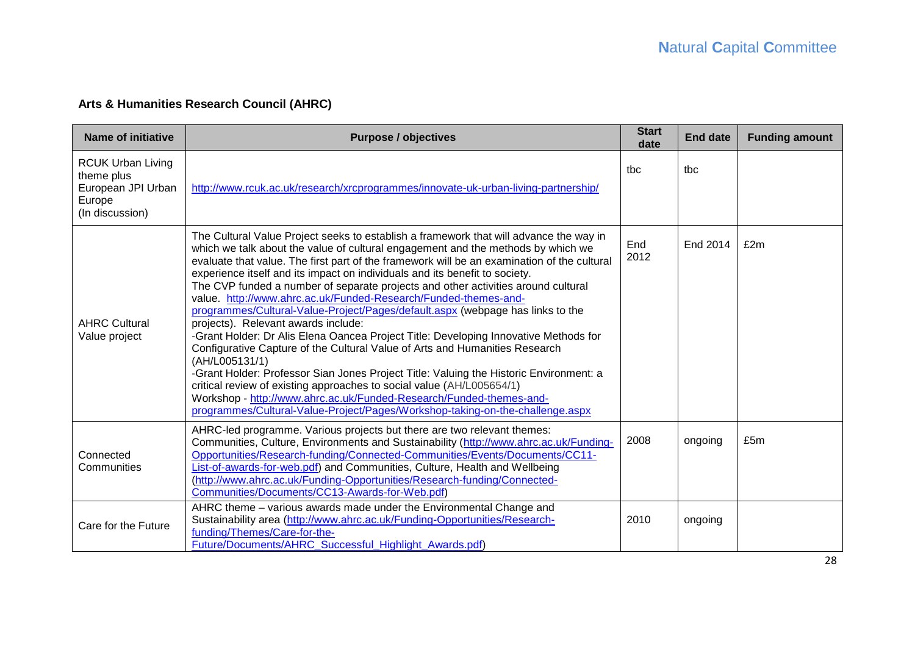**Arts & Humanities Research Council (AHRC)**

| Name of initiative | Purpose / objectives | Start date | End date | Funding amount |
|---|---|---|---|---|
| RCUK Urban Living theme plus European JPI Urban Europe (In discussion) | http://www.rcuk.ac.uk/research/xrcprogrammes/innovate-uk-urban-living-partnership/ | tbc | tbc | |
| AHRC Cultural Value project | The Cultural Value Project seeks to establish a framework that will advance the way in which we talk about the value of cultural engagement and the methods by which we evaluate that value. The first part of the framework will be an examination of the cultural experience itself and its impact on individuals and its benefit to society. The CVP funded a number of separate projects and other activities around cultural value. http://www.ahrc.ac.uk/Funded-Research/Funded-themes-and-programmes/Cultural-Value-Project/Pages/default.aspx (webpage has links to the projects). Relevant awards include: -Grant Holder: Dr Alis Elena Oancea Project Title: Developing Innovative Methods for Configurative Capture of the Cultural Value of Arts and Humanities Research (AH/L005131/1) -Grant Holder: Professor Sian Jones Project Title: Valuing the Historic Environment: a critical review of existing approaches to social value (AH/L005654/1) Workshop - http://www.ahrc.ac.uk/Funded-Research/Funded-themes-and-programmes/Cultural-Value-Project/Pages/Workshop-taking-on-the-challenge.aspx | End 2012 | End 2014 | £2m |
| Connected Communities | AHRC-led programme. Various projects but there are two relevant themes: Communities, Culture, Environments and Sustainability (http://www.ahrc.ac.uk/Funding-Opportunities/Research-funding/Connected-Communities/Events/Documents/CC11-List-of-awards-for-web.pdf) and Communities, Culture, Health and Wellbeing (http://www.ahrc.ac.uk/Funding-Opportunities/Research-funding/Connected-Communities/Documents/CC13-Awards-for-Web.pdf) | 2008 | ongoing | £5m |
| Care for the Future | AHRC theme – various awards made under the Environmental Change and Sustainability area (http://www.ahrc.ac.uk/Funding-Opportunities/Research-funding/Themes/Care-for-the-Future/Documents/AHRC_Successful_Highlight_Awards.pdf) | 2010 | ongoing | |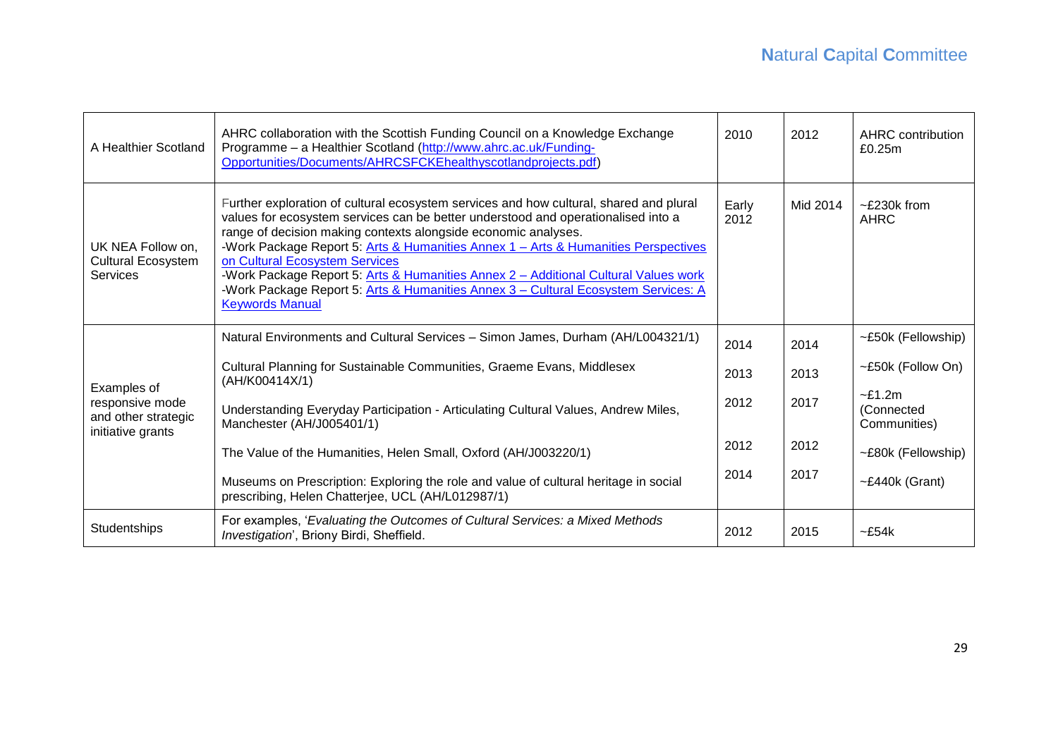| | | | | |
|---|---|---|---|---|
| A Healthier Scotland | AHRC collaboration with the Scottish Funding Council on a Knowledge Exchange Programme – a Healthier Scotland (http://www.ahrc.ac.uk/Funding-Opportunities/Documents/AHRCSFCKEhealthyscotlandprojects.pdf) | 2010 | 2012 | AHRC contribution £0.25m |
| UK NEA Follow on, Cultural Ecosystem Services | Further exploration of cultural ecosystem services and how cultural, shared and plural values for ecosystem services can be better understood and operationalised into a range of decision making contexts alongside economic analyses.<br>-Work Package Report 5: Arts & Humanities Annex 1 – Arts & Humanities Perspectives on Cultural Ecosystem Services<br>-Work Package Report 5: Arts & Humanities Annex 2 – Additional Cultural Values work<br>-Work Package Report 5: Arts & Humanities Annex 3 – Cultural Ecosystem Services: A Keywords Manual | Early 2012 | Mid 2014 | ~£230k from AHRC |
| Examples of responsive mode and other strategic initiative grants | Natural Environments and Cultural Services – Simon James, Durham (AH/L004321/1) | 2014 | 2014 | ~£50k (Fellowship) |
| | Cultural Planning for Sustainable Communities, Graeme Evans, Middlesex (AH/K00414X/1) | 2013 | 2013 | ~£50k (Follow On) |
| | Understanding Everyday Participation - Articulating Cultural Values, Andrew Miles, Manchester (AH/J005401/1) | 2012 | 2017 | ~£1.2m (Connected Communities) |
| | The Value of the Humanities, Helen Small, Oxford (AH/J003220/1) | 2012 | 2012 | ~£80k (Fellowship) |
| | Museums on Prescription: Exploring the role and value of cultural heritage in social prescribing, Helen Chatterjee, UCL (AH/L012987/1) | 2014 | 2017 | ~£440k (Grant) |
| Studentships | For examples, '*Evaluating the Outcomes of Cultural Services: a Mixed Methods Investigation*', Briony Birdi, Sheffield. | 2012 | 2015 | ~£54k |